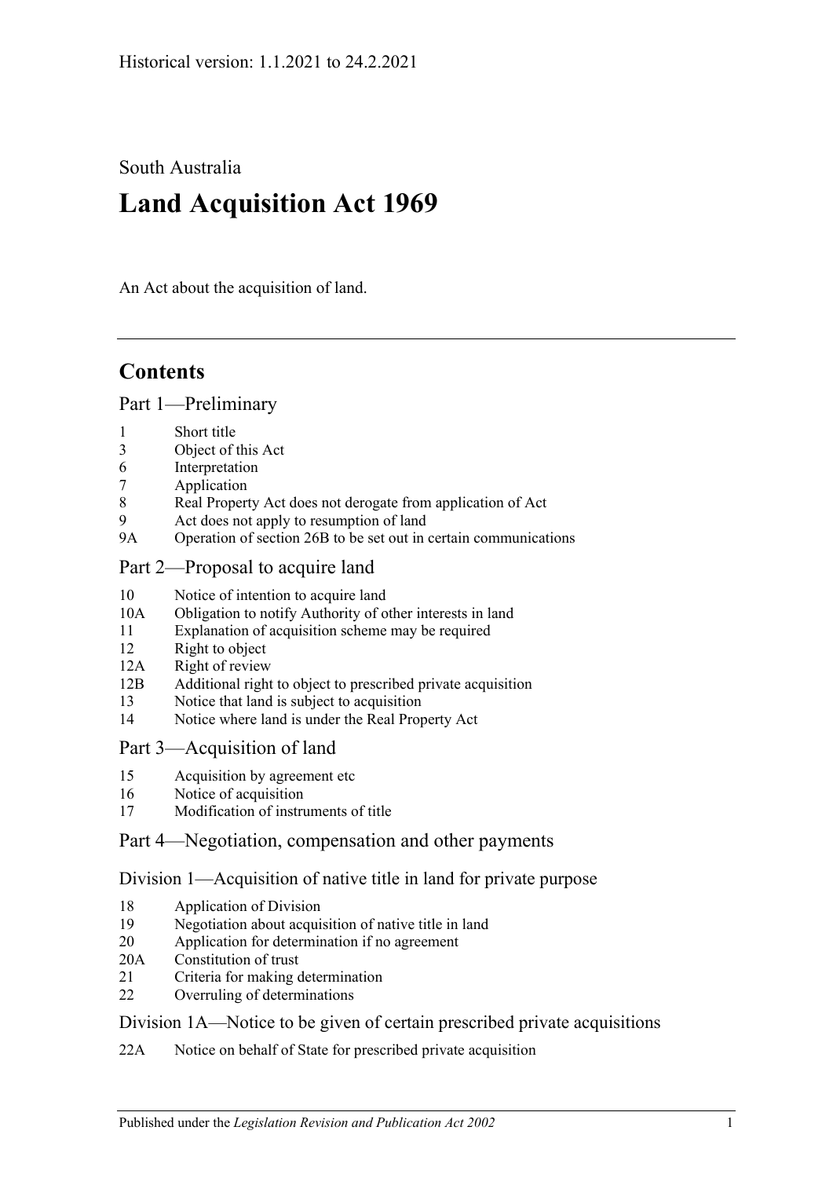Historical version: 1.1.2021 to 24.2.2021

South Australia

# Land Acquisition Act 1969

An Act about the acquisition of land.

## Contents

### Part 1—Preliminary

- 1 Short title
- 3 Object of this Act
- 6 Interpretation
- 7 Application
- 8 Real Property Act does not derogate from application of Act
- 9 Act does not apply to resumption of land
- 9A Operation of section 26B to be set out in certain communications

### Part 2—Proposal to acquire land

- 10 Notice of intention to acquire land
- 10A Obligation to notify Authority of other interests in land
- 11 Explanation of acquisition scheme may be required
- 12 Right to object
- 12A Right of review
- 12B Additional right to object to prescribed private acquisition
- 13 Notice that land is subject to acquisition
- 14 Notice where land is under the Real Property Act

### Part 3—Acquisition of land

- 15 Acquisition by agreement etc
- 16 Notice of acquisition
- 17 Modification of instruments of title

### Part 4—Negotiation, compensation and other payments

#### Division 1—Acquisition of native title in land for private purpose

- 18 Application of Division
- 19 Negotiation about acquisition of native title in land
- 20 Application for determination if no agreement
- 20A Constitution of trust
- 21 Criteria for making determination
- 22 Overruling of determinations

#### Division 1A—Notice to be given of certain prescribed private acquisitions

- 22A Notice on behalf of State for prescribed private acquisition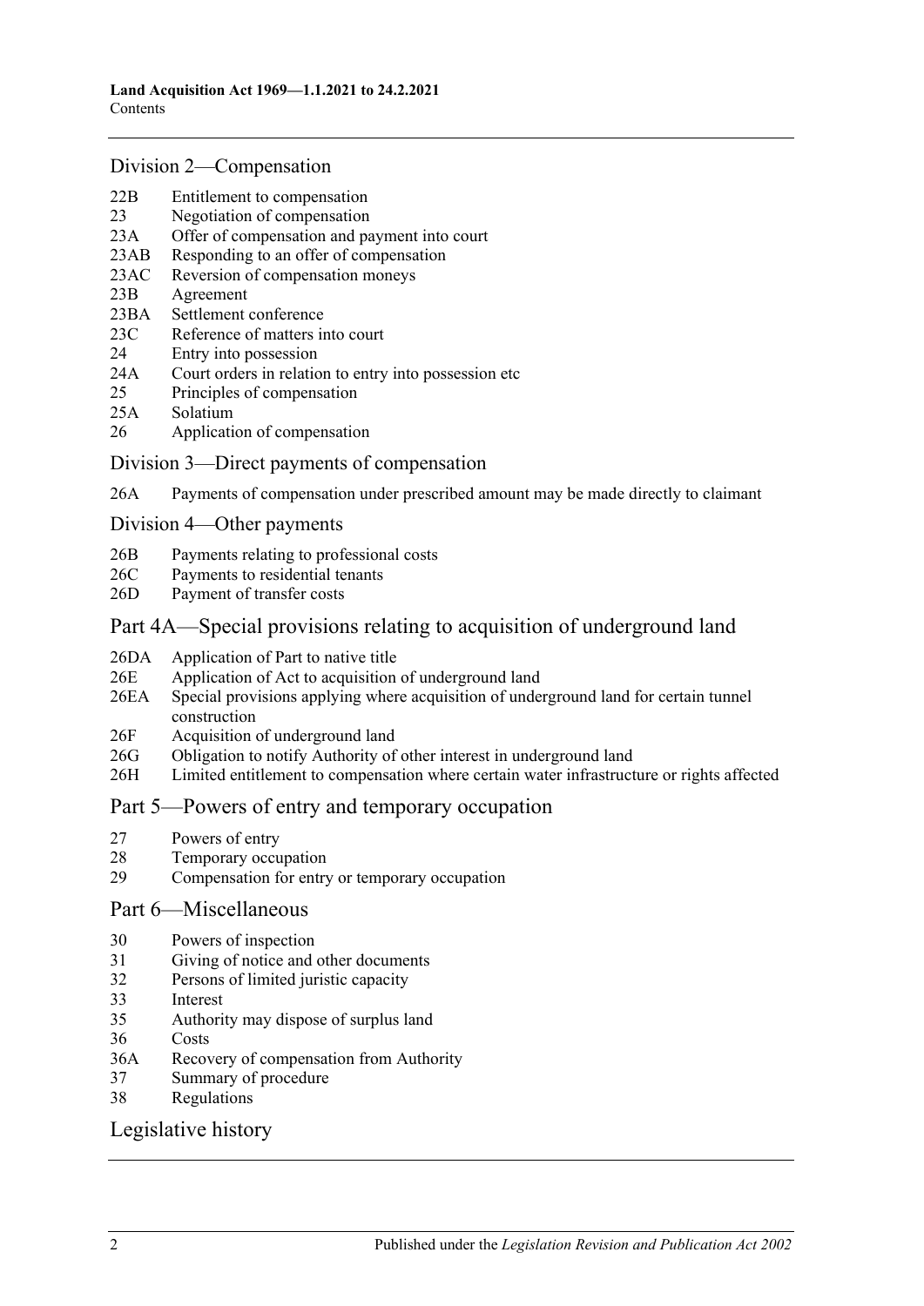## Division 2—Compensation

22B Entitlement to compensation
23 Negotiation of compensation
23A Offer of compensation and payment into court
23AB Responding to an offer of compensation
23AC Reversion of compensation moneys
23B Agreement
23BA Settlement conference
23C Reference of matters into court
24 Entry into possession
24A Court orders in relation to entry into possession etc
25 Principles of compensation
25A Solatium
26 Application of compensation

## Division 3—Direct payments of compensation

26A Payments of compensation under prescribed amount may be made directly to claimant

## Division 4—Other payments

26B Payments relating to professional costs
26C Payments to residential tenants
26D Payment of transfer costs

# Part 4A—Special provisions relating to acquisition of underground land

26DA Application of Part to native title
26E Application of Act to acquisition of underground land
26EA Special provisions applying where acquisition of underground land for certain tunnel construction
26F Acquisition of underground land
26G Obligation to notify Authority of other interest in underground land
26H Limited entitlement to compensation where certain water infrastructure or rights affected

# Part 5—Powers of entry and temporary occupation

27 Powers of entry
28 Temporary occupation
29 Compensation for entry or temporary occupation

# Part 6—Miscellaneous

30 Powers of inspection
31 Giving of notice and other documents
32 Persons of limited juristic capacity
33 Interest
35 Authority may dispose of surplus land
36 Costs
36A Recovery of compensation from Authority
37 Summary of procedure
38 Regulations

# Legislative history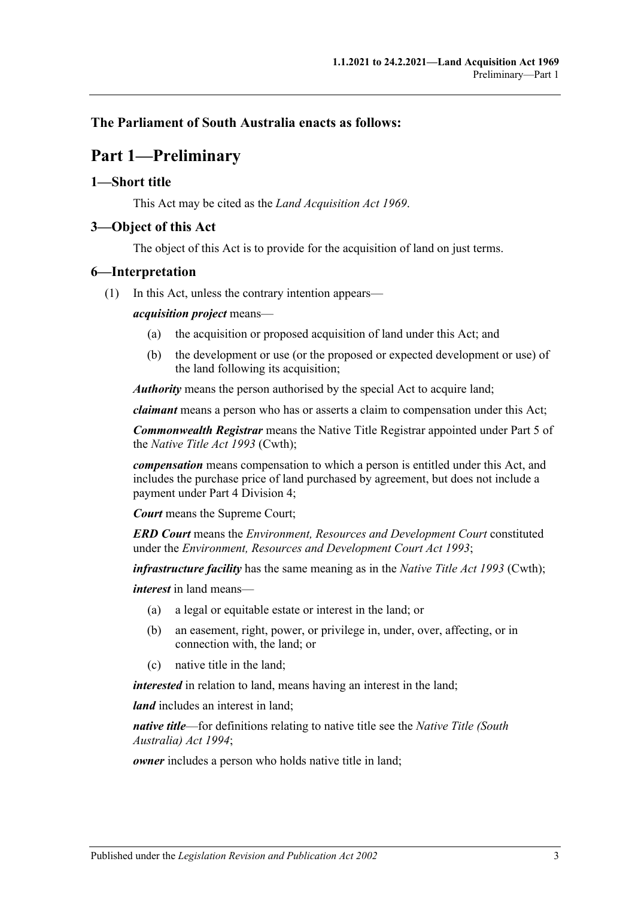## The Parliament of South Australia enacts as follows:

# Part 1—Preliminary

### 1—Short title

This Act may be cited as the *Land Acquisition Act 1969*.

### 3—Object of this Act

The object of this Act is to provide for the acquisition of land on just terms.

### 6—Interpretation

(1) In this Act, unless the contrary intention appears—

***acquisition project*** means—

- (a) the acquisition or proposed acquisition of land under this Act; and
- (b) the development or use (or the proposed or expected development or use) of the land following its acquisition;

***Authority*** means the person authorised by the special Act to acquire land;

***claimant*** means a person who has or asserts a claim to compensation under this Act;

***Commonwealth Registrar*** means the Native Title Registrar appointed under Part 5 of the *Native Title Act 1993* (Cwth);

***compensation*** means compensation to which a person is entitled under this Act, and includes the purchase price of land purchased by agreement, but does not include a payment under Part 4 Division 4;

***Court*** means the Supreme Court;

***ERD Court*** means the *Environment, Resources and Development Court* constituted under the *Environment, Resources and Development Court Act 1993*;

***infrastructure facility*** has the same meaning as in the *Native Title Act 1993* (Cwth);

***interest*** in land means—

- (a) a legal or equitable estate or interest in the land; or
- (b) an easement, right, power, or privilege in, under, over, affecting, or in connection with, the land; or
- (c) native title in the land;

***interested*** in relation to land, means having an interest in the land;

***land*** includes an interest in land;

***native title***—for definitions relating to native title see the *Native Title (South Australia) Act 1994*;

***owner*** includes a person who holds native title in land;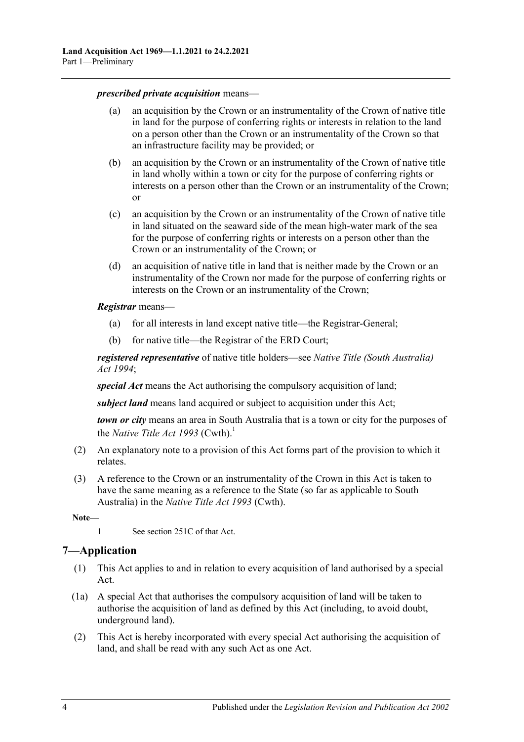***prescribed private acquisition*** means—

(a) an acquisition by the Crown or an instrumentality of the Crown of native title in land for the purpose of conferring rights or interests in relation to the land on a person other than the Crown or an instrumentality of the Crown so that an infrastructure facility may be provided; or

(b) an acquisition by the Crown or an instrumentality of the Crown of native title in land wholly within a town or city for the purpose of conferring rights or interests on a person other than the Crown or an instrumentality of the Crown; or

(c) an acquisition by the Crown or an instrumentality of the Crown of native title in land situated on the seaward side of the mean high-water mark of the sea for the purpose of conferring rights or interests on a person other than the Crown or an instrumentality of the Crown; or

(d) an acquisition of native title in land that is neither made by the Crown or an instrumentality of the Crown nor made for the purpose of conferring rights or interests on the Crown or an instrumentality of the Crown;

***Registrar*** means—

(a) for all interests in land except native title—the Registrar-General;

(b) for native title—the Registrar of the ERD Court;

***registered representative*** of native title holders—see *Native Title (South Australia) Act 1994*;

***special Act*** means the Act authorising the compulsory acquisition of land;

***subject land*** means land acquired or subject to acquisition under this Act;

***town or city*** means an area in South Australia that is a town or city for the purposes of the *Native Title Act 1993* (Cwth).[1]

(2) An explanatory note to a provision of this Act forms part of the provision to which it relates.

(3) A reference to the Crown or an instrumentality of the Crown in this Act is taken to have the same meaning as a reference to the State (so far as applicable to South Australia) in the *Native Title Act 1993* (Cwth).

**Note—**

1 See section 251C of that Act.

## 7—Application

(1) This Act applies to and in relation to every acquisition of land authorised by a special Act.

(1a) A special Act that authorises the compulsory acquisition of land will be taken to authorise the acquisition of land as defined by this Act (including, to avoid doubt, underground land).

(2) This Act is hereby incorporated with every special Act authorising the acquisition of land, and shall be read with any such Act as one Act.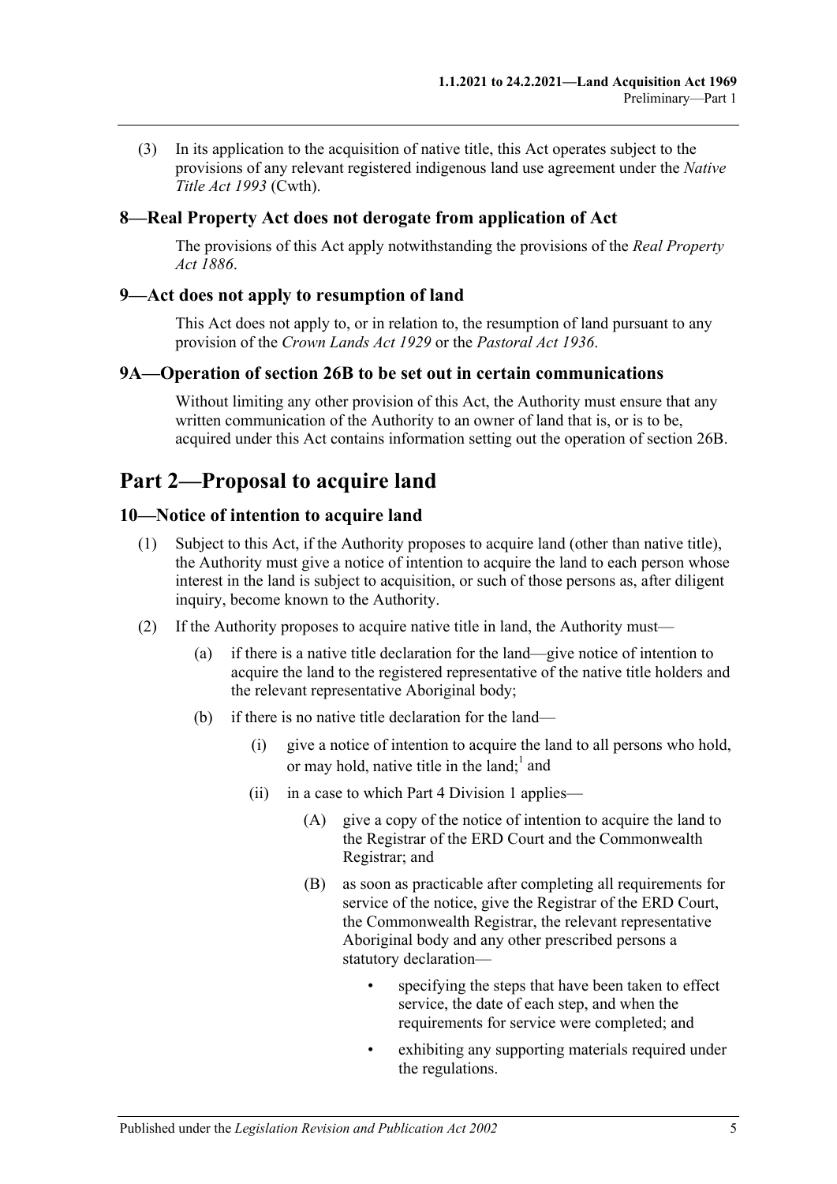(3) In its application to the acquisition of native title, this Act operates subject to the provisions of any relevant registered indigenous land use agreement under the *Native Title Act 1993* (Cwth).

### 8—Real Property Act does not derogate from application of Act

The provisions of this Act apply notwithstanding the provisions of the *Real Property Act 1886*.

### 9—Act does not apply to resumption of land

This Act does not apply to, or in relation to, the resumption of land pursuant to any provision of the *Crown Lands Act 1929* or the *Pastoral Act 1936*.

### 9A—Operation of section 26B to be set out in certain communications

Without limiting any other provision of this Act, the Authority must ensure that any written communication of the Authority to an owner of land that is, or is to be, acquired under this Act contains information setting out the operation of section 26B.

## Part 2—Proposal to acquire land

### 10—Notice of intention to acquire land

(1) Subject to this Act, if the Authority proposes to acquire land (other than native title), the Authority must give a notice of intention to acquire the land to each person whose interest in the land is subject to acquisition, or such of those persons as, after diligent inquiry, become known to the Authority.

(2) If the Authority proposes to acquire native title in land, the Authority must—

(a) if there is a native title declaration for the land—give notice of intention to acquire the land to the registered representative of the native title holders and the relevant representative Aboriginal body;

(b) if there is no native title declaration for the land—

(i) give a notice of intention to acquire the land to all persons who hold, or may hold, native title in the land;[1] and

(ii) in a case to which Part 4 Division 1 applies—

(A) give a copy of the notice of intention to acquire the land to the Registrar of the ERD Court and the Commonwealth Registrar; and

(B) as soon as practicable after completing all requirements for service of the notice, give the Registrar of the ERD Court, the Commonwealth Registrar, the relevant representative Aboriginal body and any other prescribed persons a statutory declaration—

- specifying the steps that have been taken to effect service, the date of each step, and when the requirements for service were completed; and
- exhibiting any supporting materials required under the regulations.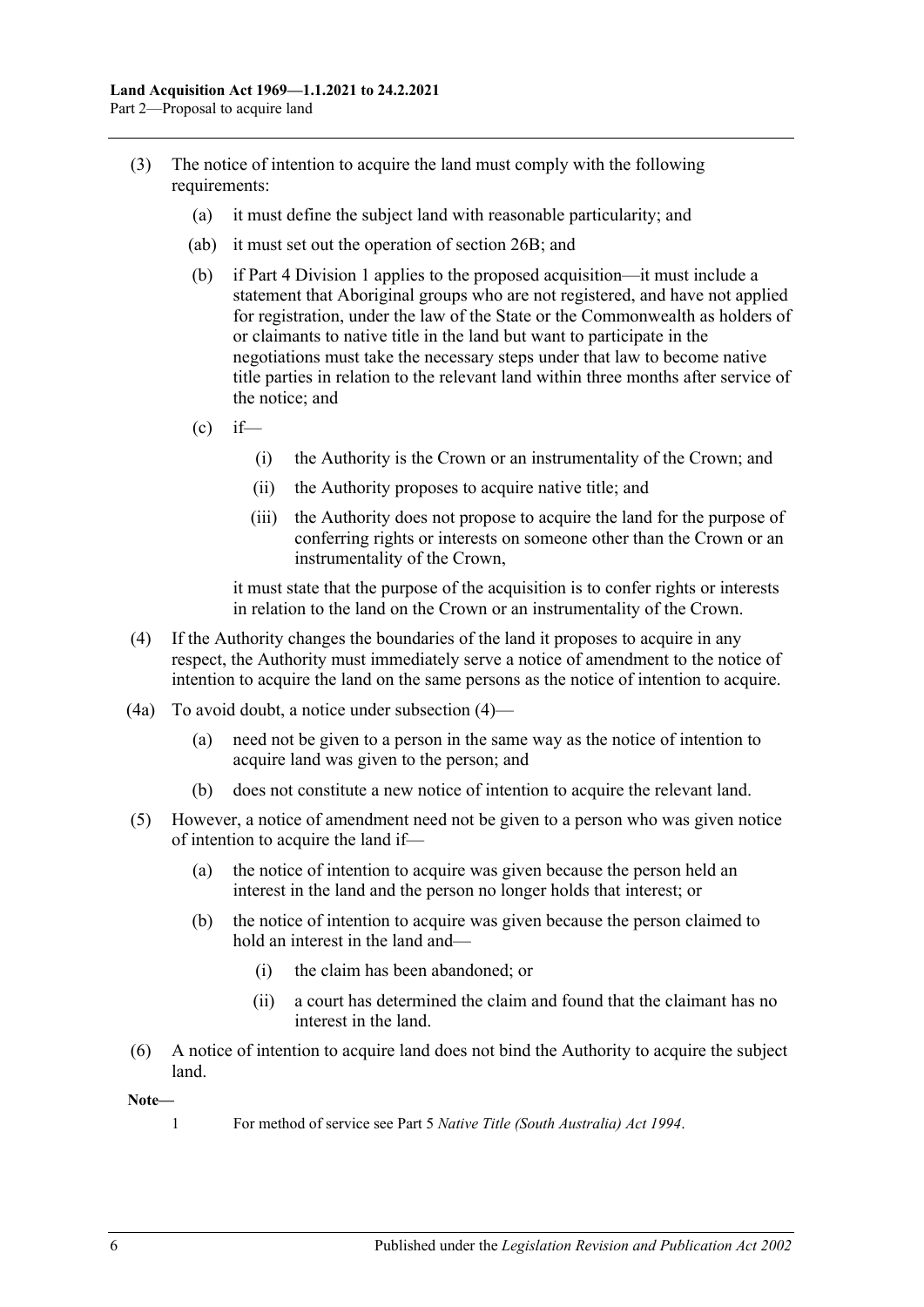(3) The notice of intention to acquire the land must comply with the following requirements:

  (a) it must define the subject land with reasonable particularity; and

  (ab) it must set out the operation of section 26B; and

  (b) if Part 4 Division 1 applies to the proposed acquisition—it must include a statement that Aboriginal groups who are not registered, and have not applied for registration, under the law of the State or the Commonwealth as holders of or claimants to native title in the land but want to participate in the negotiations must take the necessary steps under that law to become native title parties in relation to the relevant land within three months after service of the notice; and

  (c) if—

    (i) the Authority is the Crown or an instrumentality of the Crown; and

    (ii) the Authority proposes to acquire native title; and

    (iii) the Authority does not propose to acquire the land for the purpose of conferring rights or interests on someone other than the Crown or an instrumentality of the Crown,

  it must state that the purpose of the acquisition is to confer rights or interests in relation to the land on the Crown or an instrumentality of the Crown.

(4) If the Authority changes the boundaries of the land it proposes to acquire in any respect, the Authority must immediately serve a notice of amendment to the notice of intention to acquire the land on the same persons as the notice of intention to acquire.

(4a) To avoid doubt, a notice under subsection (4)—

  (a) need not be given to a person in the same way as the notice of intention to acquire land was given to the person; and

  (b) does not constitute a new notice of intention to acquire the relevant land.

(5) However, a notice of amendment need not be given to a person who was given notice of intention to acquire the land if—

  (a) the notice of intention to acquire was given because the person held an interest in the land and the person no longer holds that interest; or

  (b) the notice of intention to acquire was given because the person claimed to hold an interest in the land and—

    (i) the claim has been abandoned; or

    (ii) a court has determined the claim and found that the claimant has no interest in the land.

(6) A notice of intention to acquire land does not bind the Authority to acquire the subject land.

**Note—**

1 For method of service see Part 5 *Native Title (South Australia) Act 1994*.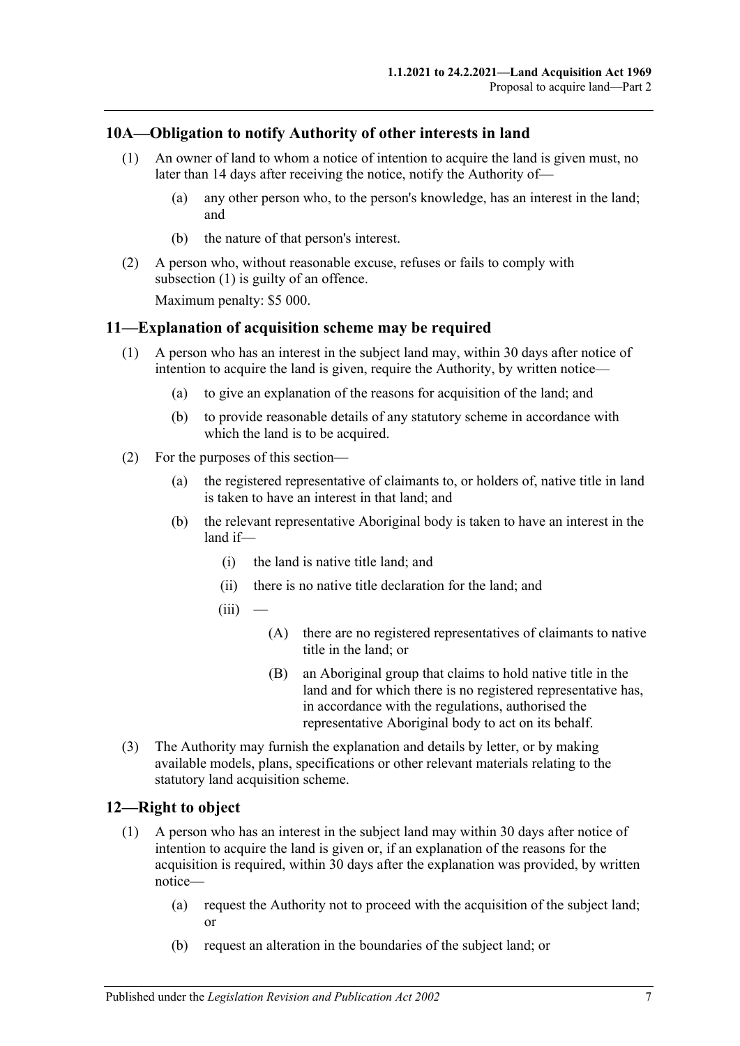## 10A—Obligation to notify Authority of other interests in land

(1) An owner of land to whom a notice of intention to acquire the land is given must, no later than 14 days after receiving the notice, notify the Authority of—

- (a) any other person who, to the person's knowledge, has an interest in the land; and
- (b) the nature of that person's interest.

(2) A person who, without reasonable excuse, refuses or fails to comply with subsection (1) is guilty of an offence.

Maximum penalty: $5 000.

## 11—Explanation of acquisition scheme may be required

(1) A person who has an interest in the subject land may, within 30 days after notice of intention to acquire the land is given, require the Authority, by written notice—

- (a) to give an explanation of the reasons for acquisition of the land; and
- (b) to provide reasonable details of any statutory scheme in accordance with which the land is to be acquired.

(2) For the purposes of this section—

- (a) the registered representative of claimants to, or holders of, native title in land is taken to have an interest in that land; and
- (b) the relevant representative Aboriginal body is taken to have an interest in the land if—
  - (i) the land is native title land; and
  - (ii) there is no native title declaration for the land; and
  - (iii) —
    - (A) there are no registered representatives of claimants to native title in the land; or
    - (B) an Aboriginal group that claims to hold native title in the land and for which there is no registered representative has, in accordance with the regulations, authorised the representative Aboriginal body to act on its behalf.

(3) The Authority may furnish the explanation and details by letter, or by making available models, plans, specifications or other relevant materials relating to the statutory land acquisition scheme.

## 12—Right to object

(1) A person who has an interest in the subject land may within 30 days after notice of intention to acquire the land is given or, if an explanation of the reasons for the acquisition is required, within 30 days after the explanation was provided, by written notice—

- (a) request the Authority not to proceed with the acquisition of the subject land; or
- (b) request an alteration in the boundaries of the subject land; or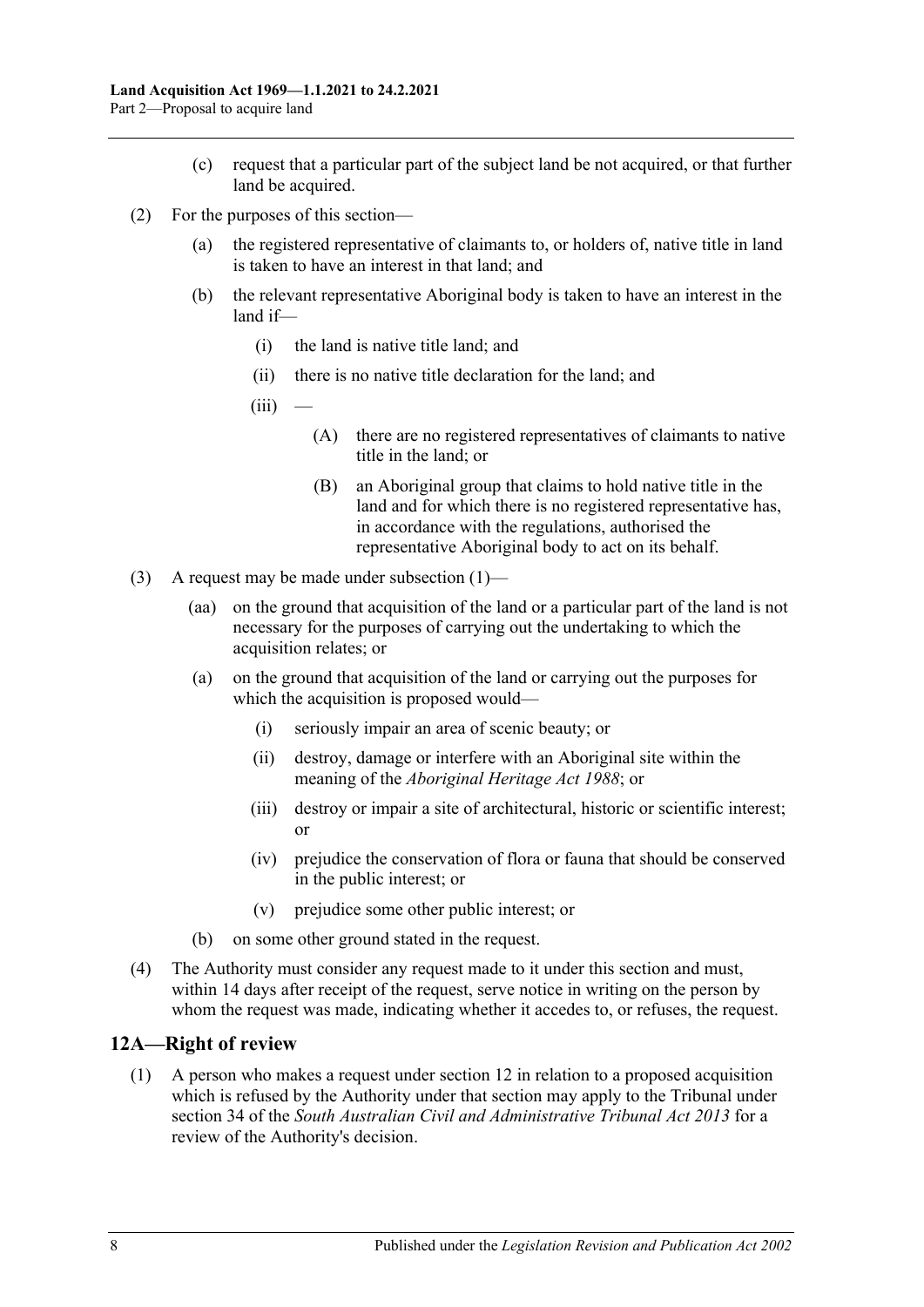(c) request that a particular part of the subject land be not acquired, or that further land be acquired.

(2) For the purposes of this section—

(a) the registered representative of claimants to, or holders of, native title in land is taken to have an interest in that land; and

(b) the relevant representative Aboriginal body is taken to have an interest in the land if—

(i) the land is native title land; and

(ii) there is no native title declaration for the land; and

(iii) —

(A) there are no registered representatives of claimants to native title in the land; or

(B) an Aboriginal group that claims to hold native title in the land and for which there is no registered representative has, in accordance with the regulations, authorised the representative Aboriginal body to act on its behalf.

(3) A request may be made under subsection (1)—

(aa) on the ground that acquisition of the land or a particular part of the land is not necessary for the purposes of carrying out the undertaking to which the acquisition relates; or

(a) on the ground that acquisition of the land or carrying out the purposes for which the acquisition is proposed would—

(i) seriously impair an area of scenic beauty; or

(ii) destroy, damage or interfere with an Aboriginal site within the meaning of the *Aboriginal Heritage Act 1988*; or

(iii) destroy or impair a site of architectural, historic or scientific interest; or

(iv) prejudice the conservation of flora or fauna that should be conserved in the public interest; or

(v) prejudice some other public interest; or

(b) on some other ground stated in the request.

(4) The Authority must consider any request made to it under this section and must, within 14 days after receipt of the request, serve notice in writing on the person by whom the request was made, indicating whether it accedes to, or refuses, the request.

## 12A—Right of review

(1) A person who makes a request under section 12 in relation to a proposed acquisition which is refused by the Authority under that section may apply to the Tribunal under section 34 of the *South Australian Civil and Administrative Tribunal Act 2013* for a review of the Authority's decision.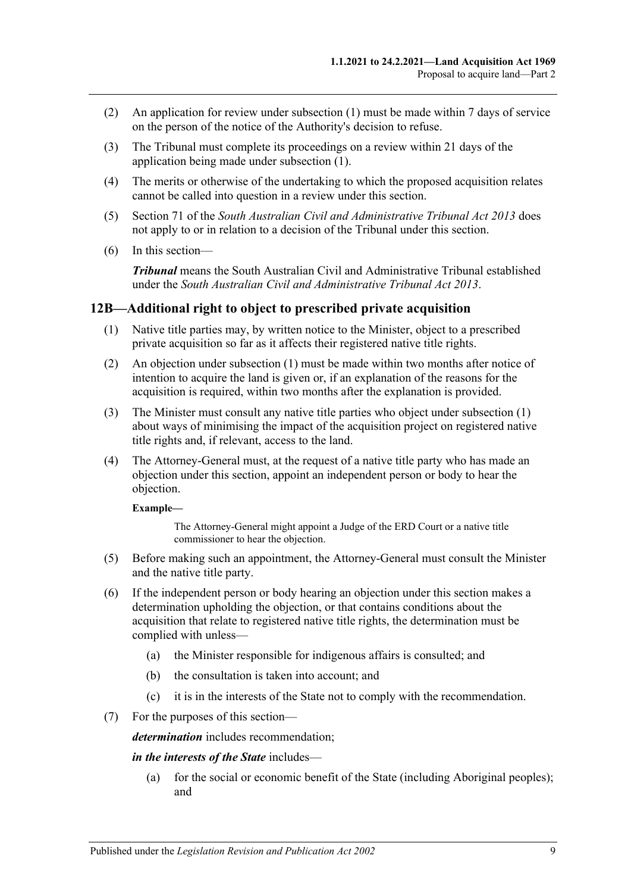(2) An application for review under subsection (1) must be made within 7 days of service on the person of the notice of the Authority's decision to refuse.

(3) The Tribunal must complete its proceedings on a review within 21 days of the application being made under subsection (1).

(4) The merits or otherwise of the undertaking to which the proposed acquisition relates cannot be called into question in a review under this section.

(5) Section 71 of the *South Australian Civil and Administrative Tribunal Act 2013* does not apply to or in relation to a decision of the Tribunal under this section.

(6) In this section—

***Tribunal*** means the South Australian Civil and Administrative Tribunal established under the *South Australian Civil and Administrative Tribunal Act 2013*.

## 12B—Additional right to object to prescribed private acquisition

(1) Native title parties may, by written notice to the Minister, object to a prescribed private acquisition so far as it affects their registered native title rights.

(2) An objection under subsection (1) must be made within two months after notice of intention to acquire the land is given or, if an explanation of the reasons for the acquisition is required, within two months after the explanation is provided.

(3) The Minister must consult any native title parties who object under subsection (1) about ways of minimising the impact of the acquisition project on registered native title rights and, if relevant, access to the land.

(4) The Attorney-General must, at the request of a native title party who has made an objection under this section, appoint an independent person or body to hear the objection.

**Example—**

The Attorney-General might appoint a Judge of the ERD Court or a native title commissioner to hear the objection.

(5) Before making such an appointment, the Attorney-General must consult the Minister and the native title party.

(6) If the independent person or body hearing an objection under this section makes a determination upholding the objection, or that contains conditions about the acquisition that relate to registered native title rights, the determination must be complied with unless—

(a) the Minister responsible for indigenous affairs is consulted; and

(b) the consultation is taken into account; and

(c) it is in the interests of the State not to comply with the recommendation.

(7) For the purposes of this section—

***determination*** includes recommendation;

***in the interests of the State*** includes—

(a) for the social or economic benefit of the State (including Aboriginal peoples); and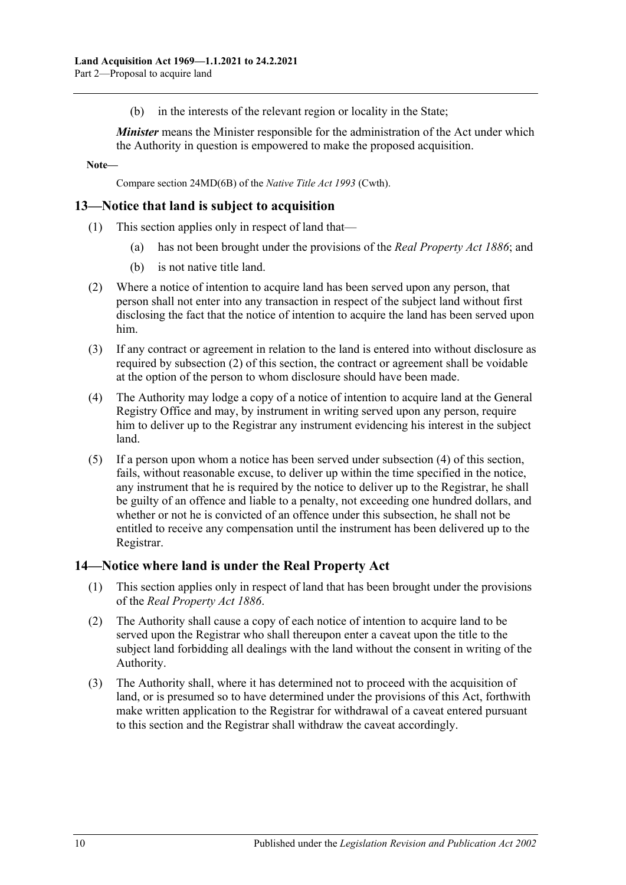(b) in the interests of the relevant region or locality in the State;

***Minister*** means the Minister responsible for the administration of the Act under which the Authority in question is empowered to make the proposed acquisition.

**Note—**

Compare section 24MD(6B) of the *Native Title Act 1993* (Cwth).

## 13—Notice that land is subject to acquisition

(1) This section applies only in respect of land that—

(a) has not been brought under the provisions of the *Real Property Act 1886*; and

(b) is not native title land.

(2) Where a notice of intention to acquire land has been served upon any person, that person shall not enter into any transaction in respect of the subject land without first disclosing the fact that the notice of intention to acquire the land has been served upon him.

(3) If any contract or agreement in relation to the land is entered into without disclosure as required by subsection (2) of this section, the contract or agreement shall be voidable at the option of the person to whom disclosure should have been made.

(4) The Authority may lodge a copy of a notice of intention to acquire land at the General Registry Office and may, by instrument in writing served upon any person, require him to deliver up to the Registrar any instrument evidencing his interest in the subject land.

(5) If a person upon whom a notice has been served under subsection (4) of this section, fails, without reasonable excuse, to deliver up within the time specified in the notice, any instrument that he is required by the notice to deliver up to the Registrar, he shall be guilty of an offence and liable to a penalty, not exceeding one hundred dollars, and whether or not he is convicted of an offence under this subsection, he shall not be entitled to receive any compensation until the instrument has been delivered up to the Registrar.

## 14—Notice where land is under the Real Property Act

(1) This section applies only in respect of land that has been brought under the provisions of the *Real Property Act 1886*.

(2) The Authority shall cause a copy of each notice of intention to acquire land to be served upon the Registrar who shall thereupon enter a caveat upon the title to the subject land forbidding all dealings with the land without the consent in writing of the Authority.

(3) The Authority shall, where it has determined not to proceed with the acquisition of land, or is presumed so to have determined under the provisions of this Act, forthwith make written application to the Registrar for withdrawal of a caveat entered pursuant to this section and the Registrar shall withdraw the caveat accordingly.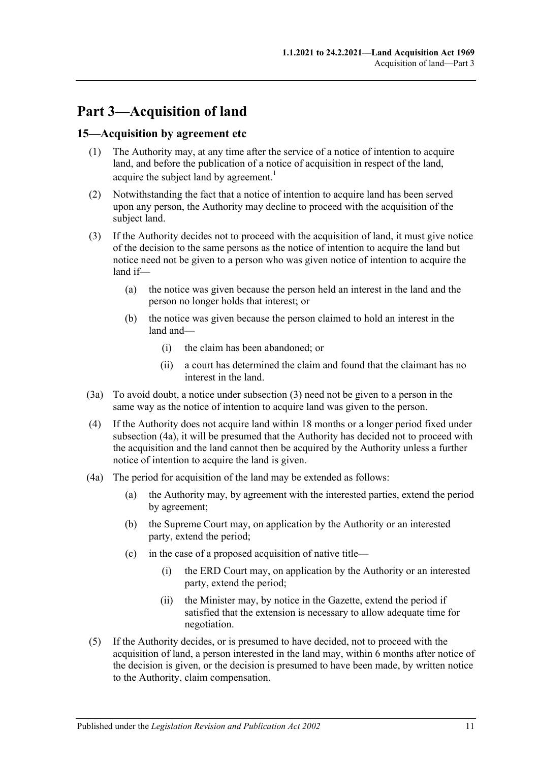# Part 3—Acquisition of land

## 15—Acquisition by agreement etc

(1) The Authority may, at any time after the service of a notice of intention to acquire land, and before the publication of a notice of acquisition in respect of the land, acquire the subject land by agreement.[1]

(2) Notwithstanding the fact that a notice of intention to acquire land has been served upon any person, the Authority may decline to proceed with the acquisition of the subject land.

(3) If the Authority decides not to proceed with the acquisition of land, it must give notice of the decision to the same persons as the notice of intention to acquire the land but notice need not be given to a person who was given notice of intention to acquire the land if—

(a) the notice was given because the person held an interest in the land and the person no longer holds that interest; or

(b) the notice was given because the person claimed to hold an interest in the land and—

(i) the claim has been abandoned; or

(ii) a court has determined the claim and found that the claimant has no interest in the land.

(3a) To avoid doubt, a notice under subsection (3) need not be given to a person in the same way as the notice of intention to acquire land was given to the person.

(4) If the Authority does not acquire land within 18 months or a longer period fixed under subsection (4a), it will be presumed that the Authority has decided not to proceed with the acquisition and the land cannot then be acquired by the Authority unless a further notice of intention to acquire the land is given.

(4a) The period for acquisition of the land may be extended as follows:

(a) the Authority may, by agreement with the interested parties, extend the period by agreement;

(b) the Supreme Court may, on application by the Authority or an interested party, extend the period;

(c) in the case of a proposed acquisition of native title—

(i) the ERD Court may, on application by the Authority or an interested party, extend the period;

(ii) the Minister may, by notice in the Gazette, extend the period if satisfied that the extension is necessary to allow adequate time for negotiation.

(5) If the Authority decides, or is presumed to have decided, not to proceed with the acquisition of land, a person interested in the land may, within 6 months after notice of the decision is given, or the decision is presumed to have been made, by written notice to the Authority, claim compensation.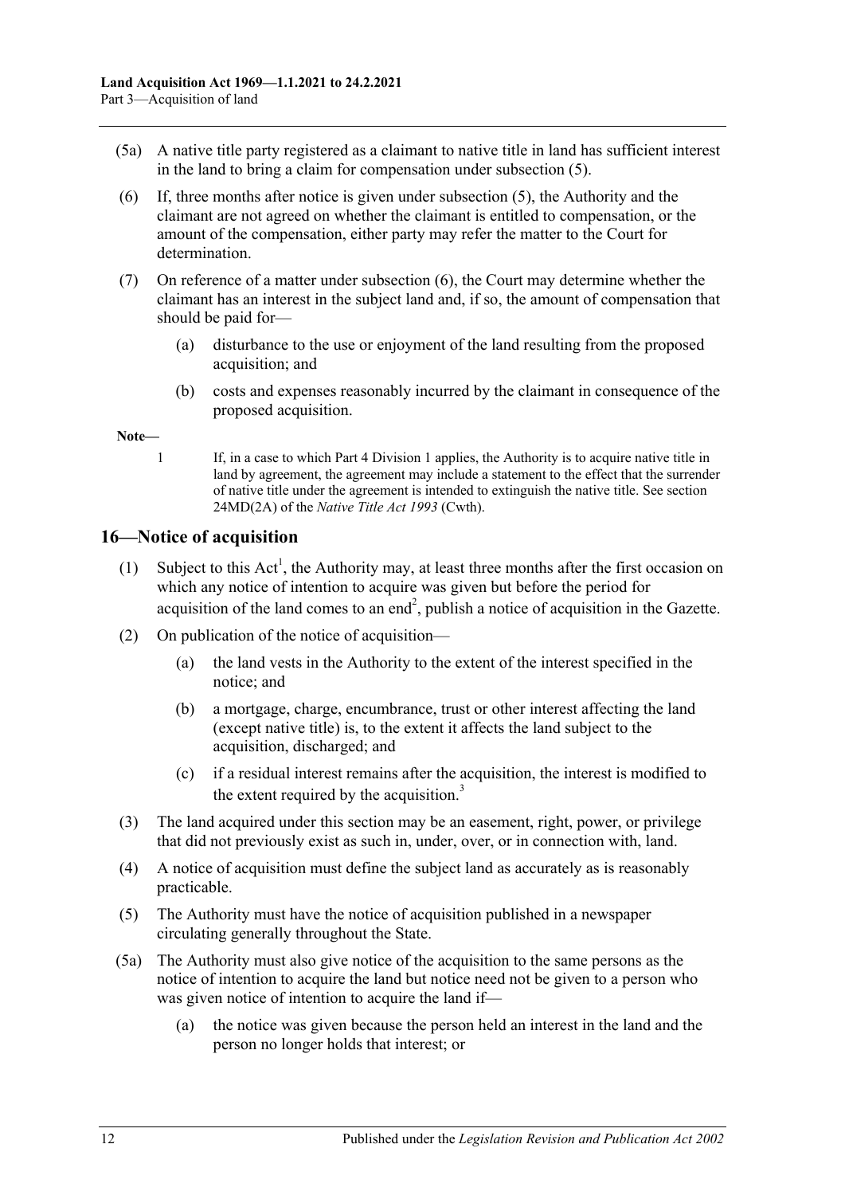(5a) A native title party registered as a claimant to native title in land has sufficient interest in the land to bring a claim for compensation under subsection (5).

(6) If, three months after notice is given under subsection (5), the Authority and the claimant are not agreed on whether the claimant is entitled to compensation, or the amount of the compensation, either party may refer the matter to the Court for determination.

(7) On reference of a matter under subsection (6), the Court may determine whether the claimant has an interest in the subject land and, if so, the amount of compensation that should be paid for—

(a) disturbance to the use or enjoyment of the land resulting from the proposed acquisition; and

(b) costs and expenses reasonably incurred by the claimant in consequence of the proposed acquisition.

**Note—**

1 If, in a case to which Part 4 Division 1 applies, the Authority is to acquire native title in land by agreement, the agreement may include a statement to the effect that the surrender of native title under the agreement is intended to extinguish the native title. See section 24MD(2A) of the *Native Title Act 1993* (Cwth).

## 16—Notice of acquisition

(1) Subject to this Act[1], the Authority may, at least three months after the first occasion on which any notice of intention to acquire was given but before the period for acquisition of the land comes to an end[2], publish a notice of acquisition in the Gazette.

(2) On publication of the notice of acquisition—

(a) the land vests in the Authority to the extent of the interest specified in the notice; and

(b) a mortgage, charge, encumbrance, trust or other interest affecting the land (except native title) is, to the extent it affects the land subject to the acquisition, discharged; and

(c) if a residual interest remains after the acquisition, the interest is modified to the extent required by the acquisition.[3]

(3) The land acquired under this section may be an easement, right, power, or privilege that did not previously exist as such in, under, over, or in connection with, land.

(4) A notice of acquisition must define the subject land as accurately as is reasonably practicable.

(5) The Authority must have the notice of acquisition published in a newspaper circulating generally throughout the State.

(5a) The Authority must also give notice of the acquisition to the same persons as the notice of intention to acquire the land but notice need not be given to a person who was given notice of intention to acquire the land if—

(a) the notice was given because the person held an interest in the land and the person no longer holds that interest; or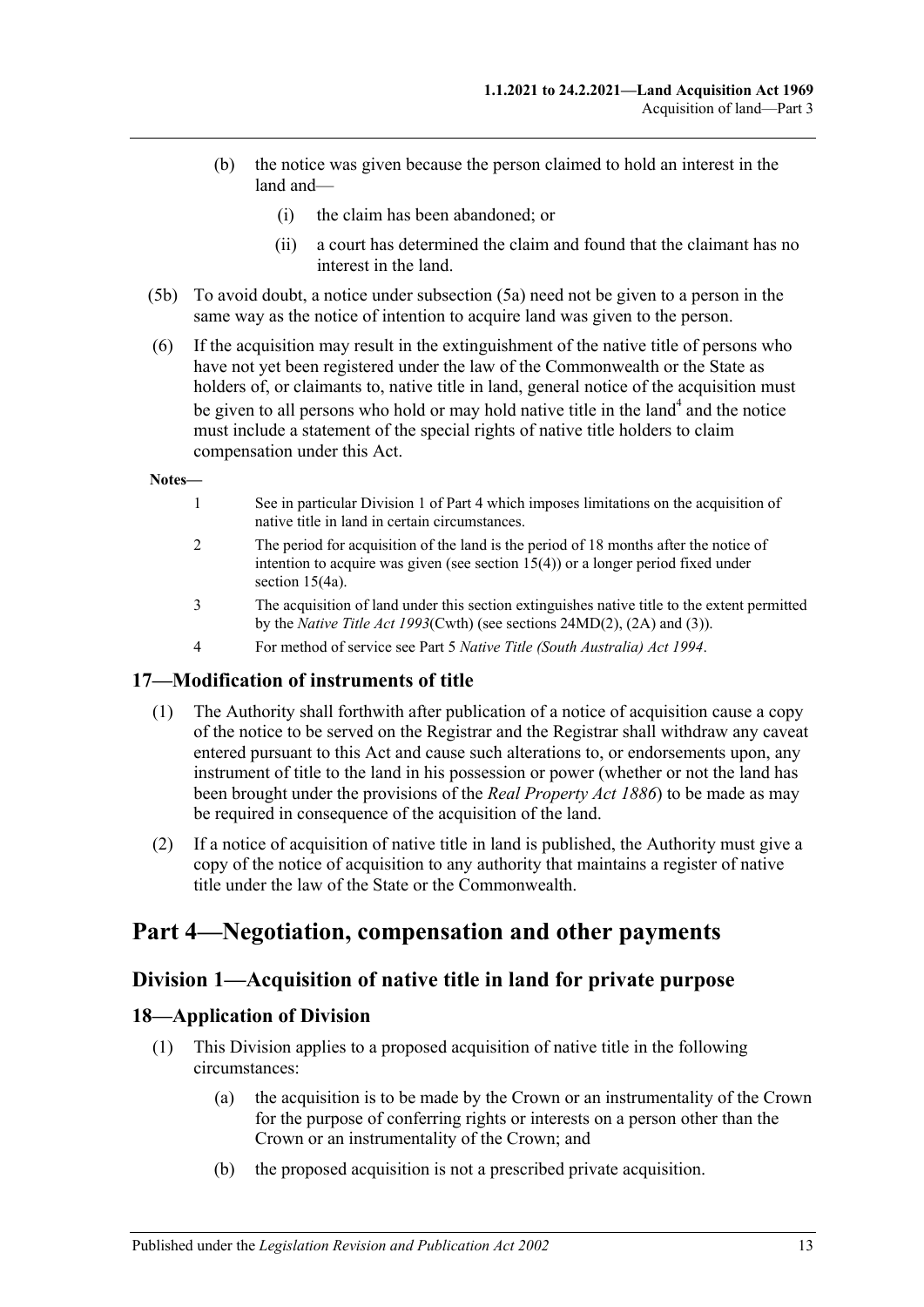(b) the notice was given because the person claimed to hold an interest in the land and—

(i) the claim has been abandoned; or

(ii) a court has determined the claim and found that the claimant has no interest in the land.

(5b) To avoid doubt, a notice under subsection (5a) need not be given to a person in the same way as the notice of intention to acquire land was given to the person.

(6) If the acquisition may result in the extinguishment of the native title of persons who have not yet been registered under the law of the Commonwealth or the State as holders of, or claimants to, native title in land, general notice of the acquisition must be given to all persons who hold or may hold native title in the land[4] and the notice must include a statement of the special rights of native title holders to claim compensation under this Act.

**Notes—**

1 See in particular Division 1 of Part 4 which imposes limitations on the acquisition of native title in land in certain circumstances.

2 The period for acquisition of the land is the period of 18 months after the notice of intention to acquire was given (see section 15(4)) or a longer period fixed under section 15(4a).

3 The acquisition of land under this section extinguishes native title to the extent permitted by the *Native Title Act 1993*(Cwth) (see sections 24MD(2), (2A) and (3)).

4 For method of service see Part 5 *Native Title (South Australia) Act 1994*.

## 17—Modification of instruments of title

(1) The Authority shall forthwith after publication of a notice of acquisition cause a copy of the notice to be served on the Registrar and the Registrar shall withdraw any caveat entered pursuant to this Act and cause such alterations to, or endorsements upon, any instrument of title to the land in his possession or power (whether or not the land has been brought under the provisions of the *Real Property Act 1886*) to be made as may be required in consequence of the acquisition of the land.

(2) If a notice of acquisition of native title in land is published, the Authority must give a copy of the notice of acquisition to any authority that maintains a register of native title under the law of the State or the Commonwealth.

# Part 4—Negotiation, compensation and other payments

## Division 1—Acquisition of native title in land for private purpose

## 18—Application of Division

(1) This Division applies to a proposed acquisition of native title in the following circumstances:

(a) the acquisition is to be made by the Crown or an instrumentality of the Crown for the purpose of conferring rights or interests on a person other than the Crown or an instrumentality of the Crown; and

(b) the proposed acquisition is not a prescribed private acquisition.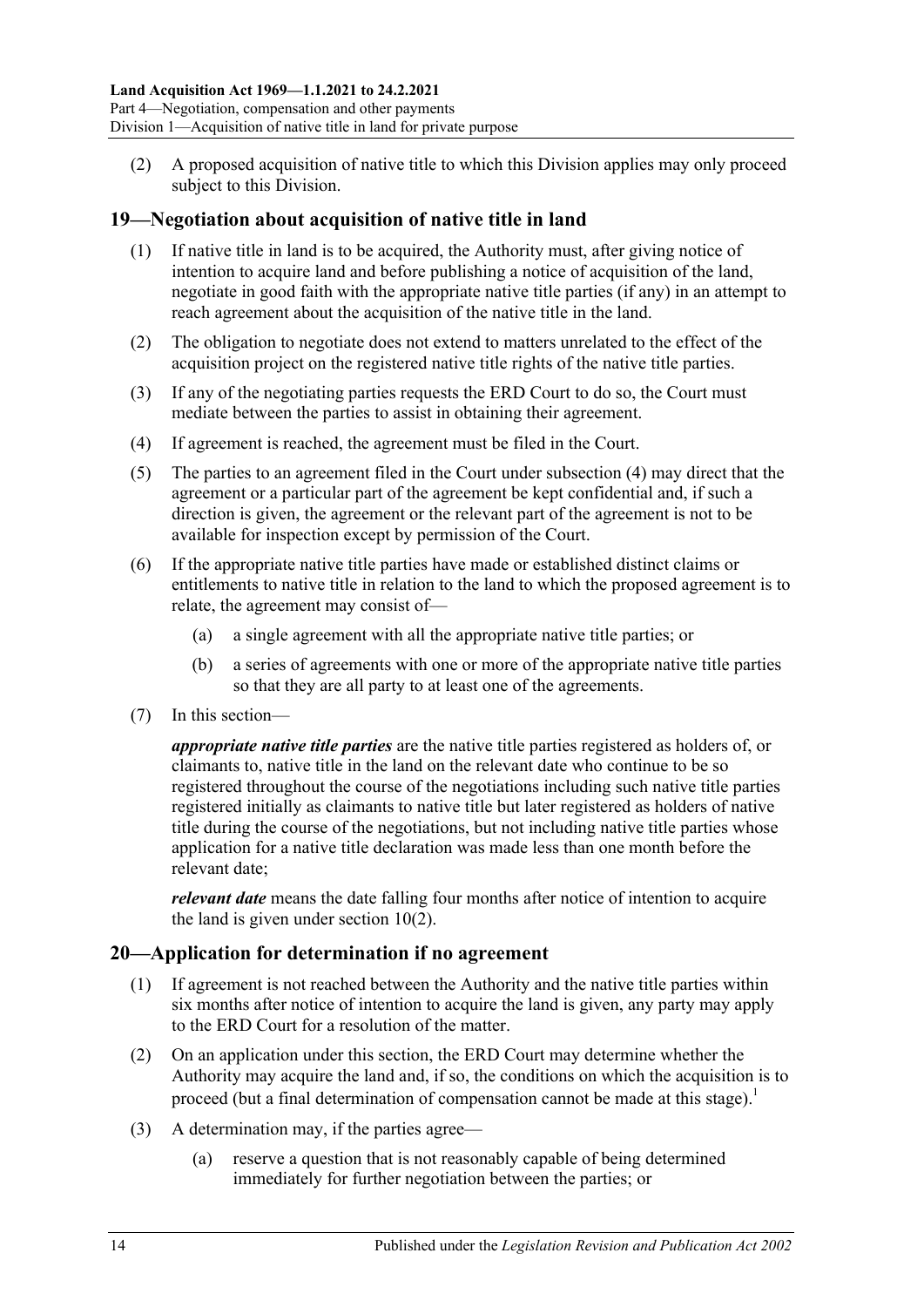(2) A proposed acquisition of native title to which this Division applies may only proceed subject to this Division.

## 19—Negotiation about acquisition of native title in land

(1) If native title in land is to be acquired, the Authority must, after giving notice of intention to acquire land and before publishing a notice of acquisition of the land, negotiate in good faith with the appropriate native title parties (if any) in an attempt to reach agreement about the acquisition of the native title in the land.

(2) The obligation to negotiate does not extend to matters unrelated to the effect of the acquisition project on the registered native title rights of the native title parties.

(3) If any of the negotiating parties requests the ERD Court to do so, the Court must mediate between the parties to assist in obtaining their agreement.

(4) If agreement is reached, the agreement must be filed in the Court.

(5) The parties to an agreement filed in the Court under subsection (4) may direct that the agreement or a particular part of the agreement be kept confidential and, if such a direction is given, the agreement or the relevant part of the agreement is not to be available for inspection except by permission of the Court.

(6) If the appropriate native title parties have made or established distinct claims or entitlements to native title in relation to the land to which the proposed agreement is to relate, the agreement may consist of—

(a) a single agreement with all the appropriate native title parties; or

(b) a series of agreements with one or more of the appropriate native title parties so that they are all party to at least one of the agreements.

(7) In this section—

***appropriate native title parties*** are the native title parties registered as holders of, or claimants to, native title in the land on the relevant date who continue to be so registered throughout the course of the negotiations including such native title parties registered initially as claimants to native title but later registered as holders of native title during the course of the negotiations, but not including native title parties whose application for a native title declaration was made less than one month before the relevant date;

***relevant date*** means the date falling four months after notice of intention to acquire the land is given under section 10(2).

## 20—Application for determination if no agreement

(1) If agreement is not reached between the Authority and the native title parties within six months after notice of intention to acquire the land is given, any party may apply to the ERD Court for a resolution of the matter.

(2) On an application under this section, the ERD Court may determine whether the Authority may acquire the land and, if so, the conditions on which the acquisition is to proceed (but a final determination of compensation cannot be made at this stage).[1]

(3) A determination may, if the parties agree—

(a) reserve a question that is not reasonably capable of being determined immediately for further negotiation between the parties; or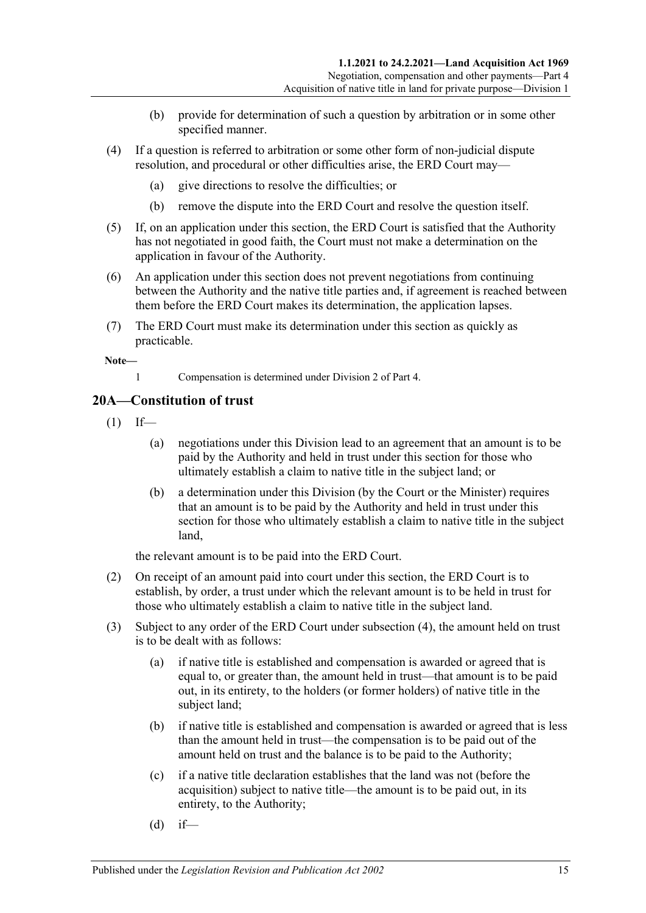(b) provide for determination of such a question by arbitration or in some other specified manner.

(4) If a question is referred to arbitration or some other form of non-judicial dispute resolution, and procedural or other difficulties arise, the ERD Court may—

(a) give directions to resolve the difficulties; or

(b) remove the dispute into the ERD Court and resolve the question itself.

(5) If, on an application under this section, the ERD Court is satisfied that the Authority has not negotiated in good faith, the Court must not make a determination on the application in favour of the Authority.

(6) An application under this section does not prevent negotiations from continuing between the Authority and the native title parties and, if agreement is reached between them before the ERD Court makes its determination, the application lapses.

(7) The ERD Court must make its determination under this section as quickly as practicable.

**Note—**

1 Compensation is determined under Division 2 of Part 4.

## 20A—Constitution of trust

(1) If—

(a) negotiations under this Division lead to an agreement that an amount is to be paid by the Authority and held in trust under this section for those who ultimately establish a claim to native title in the subject land; or

(b) a determination under this Division (by the Court or the Minister) requires that an amount is to be paid by the Authority and held in trust under this section for those who ultimately establish a claim to native title in the subject land,

the relevant amount is to be paid into the ERD Court.

(2) On receipt of an amount paid into court under this section, the ERD Court is to establish, by order, a trust under which the relevant amount is to be held in trust for those who ultimately establish a claim to native title in the subject land.

(3) Subject to any order of the ERD Court under subsection (4), the amount held on trust is to be dealt with as follows:

(a) if native title is established and compensation is awarded or agreed that is equal to, or greater than, the amount held in trust—that amount is to be paid out, in its entirety, to the holders (or former holders) of native title in the subject land;

(b) if native title is established and compensation is awarded or agreed that is less than the amount held in trust—the compensation is to be paid out of the amount held on trust and the balance is to be paid to the Authority;

(c) if a native title declaration establishes that the land was not (before the acquisition) subject to native title—the amount is to be paid out, in its entirety, to the Authority;

(d) if—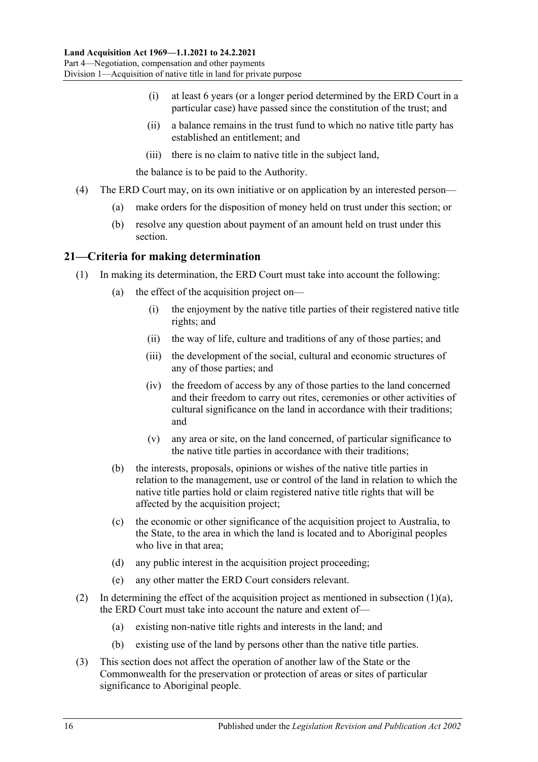(i) at least 6 years (or a longer period determined by the ERD Court in a particular case) have passed since the constitution of the trust; and

(ii) a balance remains in the trust fund to which no native title party has established an entitlement; and

(iii) there is no claim to native title in the subject land,

the balance is to be paid to the Authority.

(4) The ERD Court may, on its own initiative or on application by an interested person—

(a) make orders for the disposition of money held on trust under this section; or

(b) resolve any question about payment of an amount held on trust under this section.

## 21—Criteria for making determination

(1) In making its determination, the ERD Court must take into account the following:

(a) the effect of the acquisition project on—

(i) the enjoyment by the native title parties of their registered native title rights; and

(ii) the way of life, culture and traditions of any of those parties; and

(iii) the development of the social, cultural and economic structures of any of those parties; and

(iv) the freedom of access by any of those parties to the land concerned and their freedom to carry out rites, ceremonies or other activities of cultural significance on the land in accordance with their traditions; and

(v) any area or site, on the land concerned, of particular significance to the native title parties in accordance with their traditions;

(b) the interests, proposals, opinions or wishes of the native title parties in relation to the management, use or control of the land in relation to which the native title parties hold or claim registered native title rights that will be affected by the acquisition project;

(c) the economic or other significance of the acquisition project to Australia, to the State, to the area in which the land is located and to Aboriginal peoples who live in that area;

(d) any public interest in the acquisition project proceeding;

(e) any other matter the ERD Court considers relevant.

(2) In determining the effect of the acquisition project as mentioned in subsection (1)(a), the ERD Court must take into account the nature and extent of—

(a) existing non-native title rights and interests in the land; and

(b) existing use of the land by persons other than the native title parties.

(3) This section does not affect the operation of another law of the State or the Commonwealth for the preservation or protection of areas or sites of particular significance to Aboriginal people.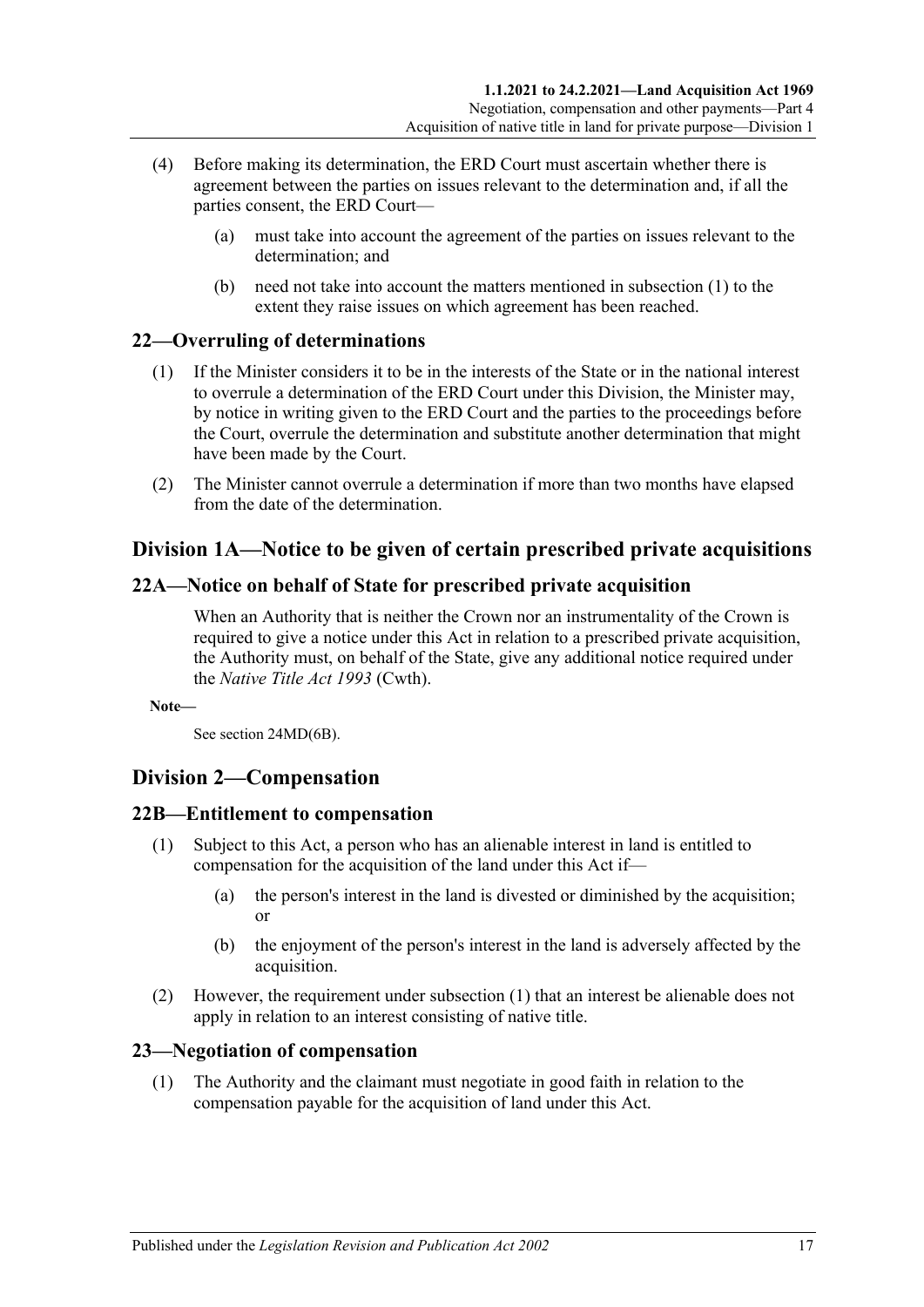(4) Before making its determination, the ERD Court must ascertain whether there is agreement between the parties on issues relevant to the determination and, if all the parties consent, the ERD Court—

(a) must take into account the agreement of the parties on issues relevant to the determination; and

(b) need not take into account the matters mentioned in subsection (1) to the extent they raise issues on which agreement has been reached.

### 22—Overruling of determinations

(1) If the Minister considers it to be in the interests of the State or in the national interest to overrule a determination of the ERD Court under this Division, the Minister may, by notice in writing given to the ERD Court and the parties to the proceedings before the Court, overrule the determination and substitute another determination that might have been made by the Court.

(2) The Minister cannot overrule a determination if more than two months have elapsed from the date of the determination.

## Division 1A—Notice to be given of certain prescribed private acquisitions

### 22A—Notice on behalf of State for prescribed private acquisition

When an Authority that is neither the Crown nor an instrumentality of the Crown is required to give a notice under this Act in relation to a prescribed private acquisition, the Authority must, on behalf of the State, give any additional notice required under the *Native Title Act 1993* (Cwth).

**Note—**

See section 24MD(6B).

## Division 2—Compensation

### 22B—Entitlement to compensation

(1) Subject to this Act, a person who has an alienable interest in land is entitled to compensation for the acquisition of the land under this Act if—

(a) the person's interest in the land is divested or diminished by the acquisition; or

(b) the enjoyment of the person's interest in the land is adversely affected by the acquisition.

(2) However, the requirement under subsection (1) that an interest be alienable does not apply in relation to an interest consisting of native title.

### 23—Negotiation of compensation

(1) The Authority and the claimant must negotiate in good faith in relation to the compensation payable for the acquisition of land under this Act.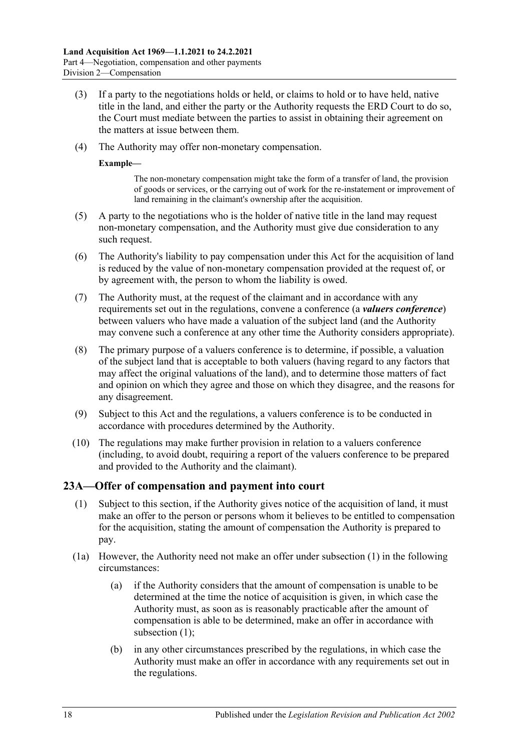(3) If a party to the negotiations holds or held, or claims to hold or to have held, native title in the land, and either the party or the Authority requests the ERD Court to do so, the Court must mediate between the parties to assist in obtaining their agreement on the matters at issue between them.

(4) The Authority may offer non-monetary compensation.

**Example—**

> The non-monetary compensation might take the form of a transfer of land, the provision of goods or services, or the carrying out of work for the re-instatement or improvement of land remaining in the claimant's ownership after the acquisition.

(5) A party to the negotiations who is the holder of native title in the land may request non-monetary compensation, and the Authority must give due consideration to any such request.

(6) The Authority's liability to pay compensation under this Act for the acquisition of land is reduced by the value of non-monetary compensation provided at the request of, or by agreement with, the person to whom the liability is owed.

(7) The Authority must, at the request of the claimant and in accordance with any requirements set out in the regulations, convene a conference (a ***valuers conference***) between valuers who have made a valuation of the subject land (and the Authority may convene such a conference at any other time the Authority considers appropriate).

(8) The primary purpose of a valuers conference is to determine, if possible, a valuation of the subject land that is acceptable to both valuers (having regard to any factors that may affect the original valuations of the land), and to determine those matters of fact and opinion on which they agree and those on which they disagree, and the reasons for any disagreement.

(9) Subject to this Act and the regulations, a valuers conference is to be conducted in accordance with procedures determined by the Authority.

(10) The regulations may make further provision in relation to a valuers conference (including, to avoid doubt, requiring a report of the valuers conference to be prepared and provided to the Authority and the claimant).

## 23A—Offer of compensation and payment into court

(1) Subject to this section, if the Authority gives notice of the acquisition of land, it must make an offer to the person or persons whom it believes to be entitled to compensation for the acquisition, stating the amount of compensation the Authority is prepared to pay.

(1a) However, the Authority need not make an offer under subsection (1) in the following circumstances:

(a) if the Authority considers that the amount of compensation is unable to be determined at the time the notice of acquisition is given, in which case the Authority must, as soon as is reasonably practicable after the amount of compensation is able to be determined, make an offer in accordance with subsection (1);

(b) in any other circumstances prescribed by the regulations, in which case the Authority must make an offer in accordance with any requirements set out in the regulations.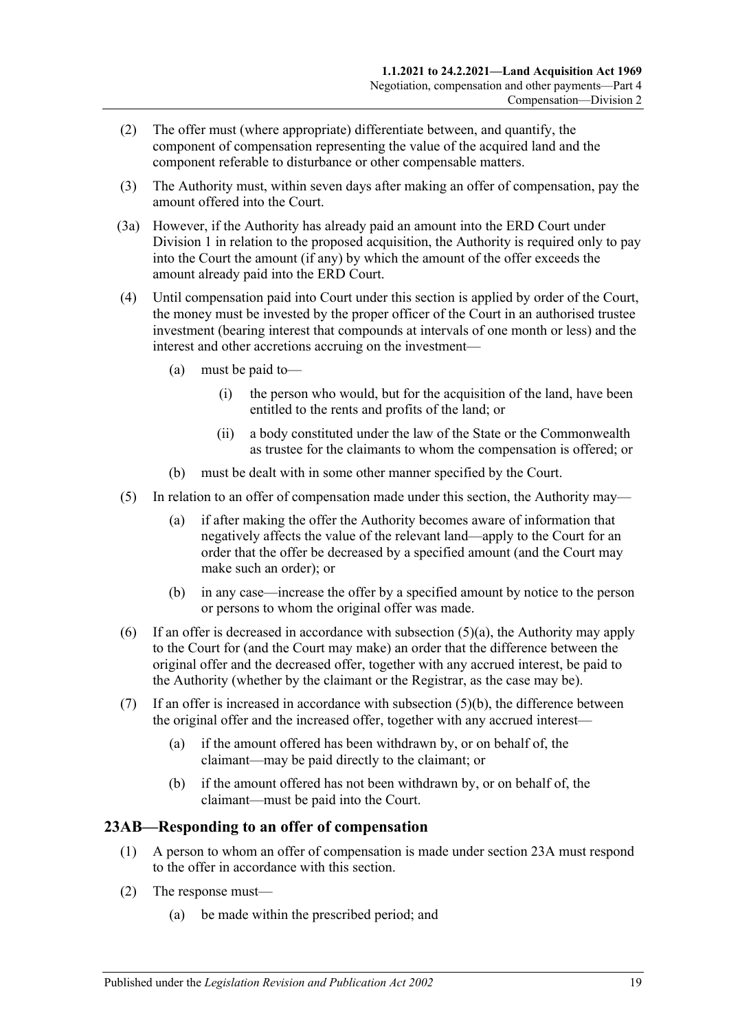(2) The offer must (where appropriate) differentiate between, and quantify, the component of compensation representing the value of the acquired land and the component referable to disturbance or other compensable matters.

(3) The Authority must, within seven days after making an offer of compensation, pay the amount offered into the Court.

(3a) However, if the Authority has already paid an amount into the ERD Court under Division 1 in relation to the proposed acquisition, the Authority is required only to pay into the Court the amount (if any) by which the amount of the offer exceeds the amount already paid into the ERD Court.

(4) Until compensation paid into Court under this section is applied by order of the Court, the money must be invested by the proper officer of the Court in an authorised trustee investment (bearing interest that compounds at intervals of one month or less) and the interest and other accretions accruing on the investment—

(a) must be paid to—

(i) the person who would, but for the acquisition of the land, have been entitled to the rents and profits of the land; or

(ii) a body constituted under the law of the State or the Commonwealth as trustee for the claimants to whom the compensation is offered; or

(b) must be dealt with in some other manner specified by the Court.

(5) In relation to an offer of compensation made under this section, the Authority may—

(a) if after making the offer the Authority becomes aware of information that negatively affects the value of the relevant land—apply to the Court for an order that the offer be decreased by a specified amount (and the Court may make such an order); or

(b) in any case—increase the offer by a specified amount by notice to the person or persons to whom the original offer was made.

(6) If an offer is decreased in accordance with subsection (5)(a), the Authority may apply to the Court for (and the Court may make) an order that the difference between the original offer and the decreased offer, together with any accrued interest, be paid to the Authority (whether by the claimant or the Registrar, as the case may be).

(7) If an offer is increased in accordance with subsection (5)(b), the difference between the original offer and the increased offer, together with any accrued interest—

(a) if the amount offered has been withdrawn by, or on behalf of, the claimant—may be paid directly to the claimant; or

(b) if the amount offered has not been withdrawn by, or on behalf of, the claimant—must be paid into the Court.

## 23AB—Responding to an offer of compensation

(1) A person to whom an offer of compensation is made under section 23A must respond to the offer in accordance with this section.

(2) The response must—

(a) be made within the prescribed period; and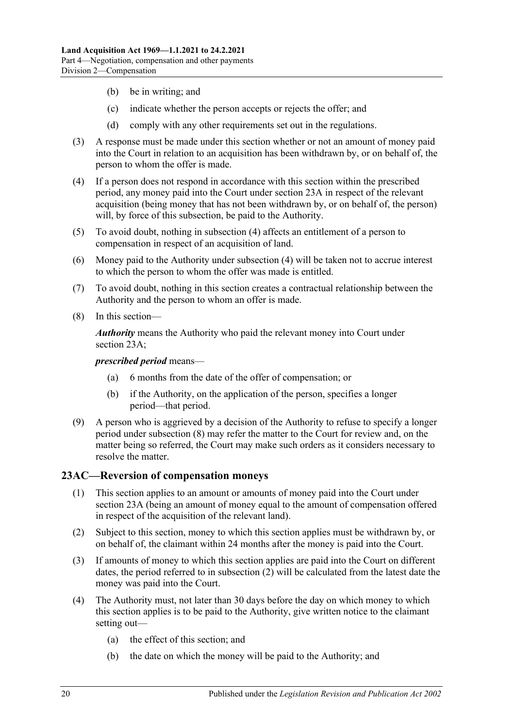(b) be in writing; and

(c) indicate whether the person accepts or rejects the offer; and

(d) comply with any other requirements set out in the regulations.

(3) A response must be made under this section whether or not an amount of money paid into the Court in relation to an acquisition has been withdrawn by, or on behalf of, the person to whom the offer is made.

(4) If a person does not respond in accordance with this section within the prescribed period, any money paid into the Court under section 23A in respect of the relevant acquisition (being money that has not been withdrawn by, or on behalf of, the person) will, by force of this subsection, be paid to the Authority.

(5) To avoid doubt, nothing in subsection (4) affects an entitlement of a person to compensation in respect of an acquisition of land.

(6) Money paid to the Authority under subsection (4) will be taken not to accrue interest to which the person to whom the offer was made is entitled.

(7) To avoid doubt, nothing in this section creates a contractual relationship between the Authority and the person to whom an offer is made.

(8) In this section—

***Authority*** means the Authority who paid the relevant money into Court under section 23A;

***prescribed period*** means—

(a) 6 months from the date of the offer of compensation; or

(b) if the Authority, on the application of the person, specifies a longer period—that period.

(9) A person who is aggrieved by a decision of the Authority to refuse to specify a longer period under subsection (8) may refer the matter to the Court for review and, on the matter being so referred, the Court may make such orders as it considers necessary to resolve the matter.

## 23AC—Reversion of compensation moneys

(1) This section applies to an amount or amounts of money paid into the Court under section 23A (being an amount of money equal to the amount of compensation offered in respect of the acquisition of the relevant land).

(2) Subject to this section, money to which this section applies must be withdrawn by, or on behalf of, the claimant within 24 months after the money is paid into the Court.

(3) If amounts of money to which this section applies are paid into the Court on different dates, the period referred to in subsection (2) will be calculated from the latest date the money was paid into the Court.

(4) The Authority must, not later than 30 days before the day on which money to which this section applies is to be paid to the Authority, give written notice to the claimant setting out—

(a) the effect of this section; and

(b) the date on which the money will be paid to the Authority; and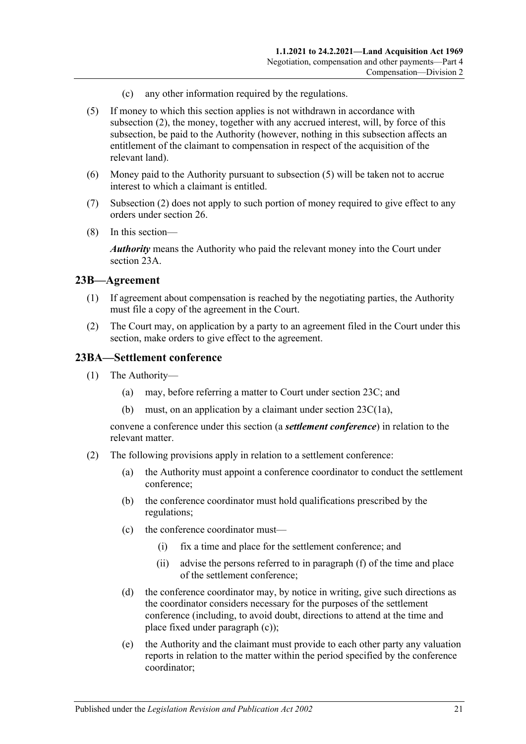(c) any other information required by the regulations.

(5) If money to which this section applies is not withdrawn in accordance with subsection (2), the money, together with any accrued interest, will, by force of this subsection, be paid to the Authority (however, nothing in this subsection affects an entitlement of the claimant to compensation in respect of the acquisition of the relevant land).

(6) Money paid to the Authority pursuant to subsection (5) will be taken not to accrue interest to which a claimant is entitled.

(7) Subsection (2) does not apply to such portion of money required to give effect to any orders under section 26.

(8) In this section—

***Authority*** means the Authority who paid the relevant money into the Court under section 23A.

## 23B—Agreement

(1) If agreement about compensation is reached by the negotiating parties, the Authority must file a copy of the agreement in the Court.

(2) The Court may, on application by a party to an agreement filed in the Court under this section, make orders to give effect to the agreement.

## 23BA—Settlement conference

(1) The Authority—

(a) may, before referring a matter to Court under section 23C; and

(b) must, on an application by a claimant under section 23C(1a),

convene a conference under this section (a ***settlement conference***) in relation to the relevant matter.

(2) The following provisions apply in relation to a settlement conference:

(a) the Authority must appoint a conference coordinator to conduct the settlement conference;

(b) the conference coordinator must hold qualifications prescribed by the regulations;

(c) the conference coordinator must—

(i) fix a time and place for the settlement conference; and

(ii) advise the persons referred to in paragraph (f) of the time and place of the settlement conference;

(d) the conference coordinator may, by notice in writing, give such directions as the coordinator considers necessary for the purposes of the settlement conference (including, to avoid doubt, directions to attend at the time and place fixed under paragraph (c));

(e) the Authority and the claimant must provide to each other party any valuation reports in relation to the matter within the period specified by the conference coordinator;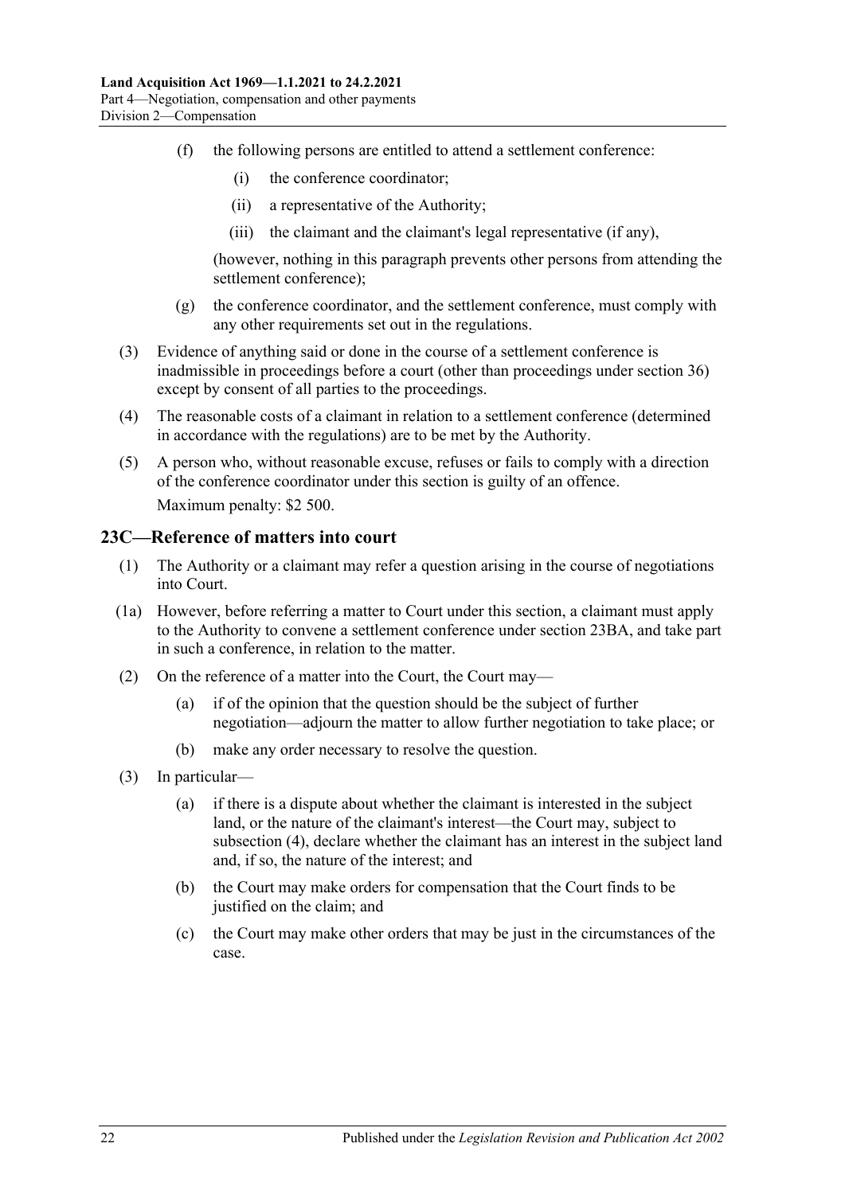(f) the following persons are entitled to attend a settlement conference:

(i) the conference coordinator;

(ii) a representative of the Authority;

(iii) the claimant and the claimant's legal representative (if any),

(however, nothing in this paragraph prevents other persons from attending the settlement conference);

(g) the conference coordinator, and the settlement conference, must comply with any other requirements set out in the regulations.

(3) Evidence of anything said or done in the course of a settlement conference is inadmissible in proceedings before a court (other than proceedings under section 36) except by consent of all parties to the proceedings.

(4) The reasonable costs of a claimant in relation to a settlement conference (determined in accordance with the regulations) are to be met by the Authority.

(5) A person who, without reasonable excuse, refuses or fails to comply with a direction of the conference coordinator under this section is guilty of an offence.

Maximum penalty: $2 500.

## 23C—Reference of matters into court

(1) The Authority or a claimant may refer a question arising in the course of negotiations into Court.

(1a) However, before referring a matter to Court under this section, a claimant must apply to the Authority to convene a settlement conference under section 23BA, and take part in such a conference, in relation to the matter.

(2) On the reference of a matter into the Court, the Court may—

(a) if of the opinion that the question should be the subject of further negotiation—adjourn the matter to allow further negotiation to take place; or

(b) make any order necessary to resolve the question.

(3) In particular—

(a) if there is a dispute about whether the claimant is interested in the subject land, or the nature of the claimant's interest—the Court may, subject to subsection (4), declare whether the claimant has an interest in the subject land and, if so, the nature of the interest; and

(b) the Court may make orders for compensation that the Court finds to be justified on the claim; and

(c) the Court may make other orders that may be just in the circumstances of the case.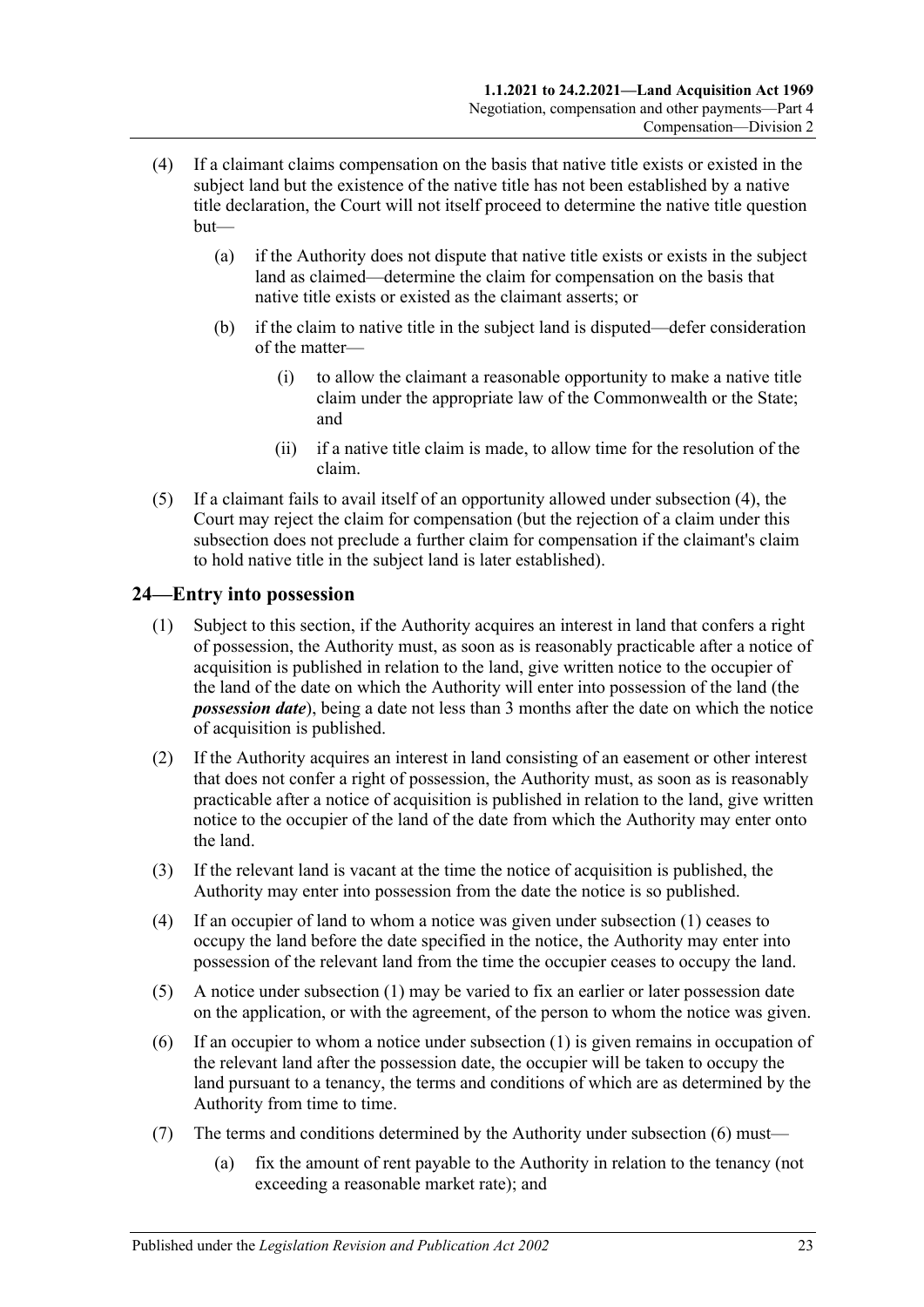(4) If a claimant claims compensation on the basis that native title exists or existed in the subject land but the existence of the native title has not been established by a native title declaration, the Court will not itself proceed to determine the native title question but—

 (a) if the Authority does not dispute that native title exists or exists in the subject land as claimed—determine the claim for compensation on the basis that native title exists or existed as the claimant asserts; or

 (b) if the claim to native title in the subject land is disputed—defer consideration of the matter—

  (i) to allow the claimant a reasonable opportunity to make a native title claim under the appropriate law of the Commonwealth or the State; and

  (ii) if a native title claim is made, to allow time for the resolution of the claim.

(5) If a claimant fails to avail itself of an opportunity allowed under subsection (4), the Court may reject the claim for compensation (but the rejection of a claim under this subsection does not preclude a further claim for compensation if the claimant's claim to hold native title in the subject land is later established).

## 24—Entry into possession

(1) Subject to this section, if the Authority acquires an interest in land that confers a right of possession, the Authority must, as soon as is reasonably practicable after a notice of acquisition is published in relation to the land, give written notice to the occupier of the land of the date on which the Authority will enter into possession of the land (the ***possession date***), being a date not less than 3 months after the date on which the notice of acquisition is published.

(2) If the Authority acquires an interest in land consisting of an easement or other interest that does not confer a right of possession, the Authority must, as soon as is reasonably practicable after a notice of acquisition is published in relation to the land, give written notice to the occupier of the land of the date from which the Authority may enter onto the land.

(3) If the relevant land is vacant at the time the notice of acquisition is published, the Authority may enter into possession from the date the notice is so published.

(4) If an occupier of land to whom a notice was given under subsection (1) ceases to occupy the land before the date specified in the notice, the Authority may enter into possession of the relevant land from the time the occupier ceases to occupy the land.

(5) A notice under subsection (1) may be varied to fix an earlier or later possession date on the application, or with the agreement, of the person to whom the notice was given.

(6) If an occupier to whom a notice under subsection (1) is given remains in occupation of the relevant land after the possession date, the occupier will be taken to occupy the land pursuant to a tenancy, the terms and conditions of which are as determined by the Authority from time to time.

(7) The terms and conditions determined by the Authority under subsection (6) must—

 (a) fix the amount of rent payable to the Authority in relation to the tenancy (not exceeding a reasonable market rate); and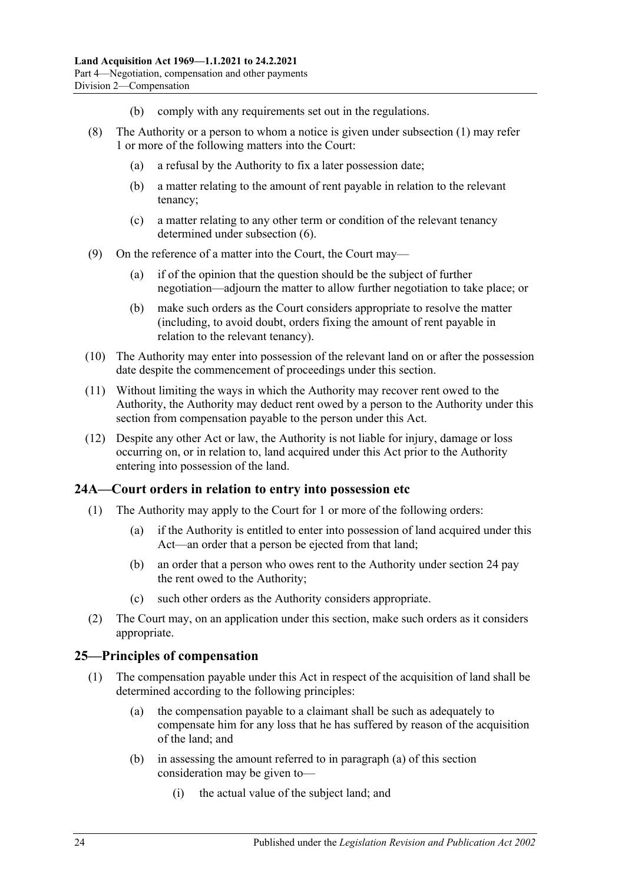(b) comply with any requirements set out in the regulations.

(8) The Authority or a person to whom a notice is given under subsection (1) may refer 1 or more of the following matters into the Court:

(a) a refusal by the Authority to fix a later possession date;

(b) a matter relating to the amount of rent payable in relation to the relevant tenancy;

(c) a matter relating to any other term or condition of the relevant tenancy determined under subsection (6).

(9) On the reference of a matter into the Court, the Court may—

(a) if of the opinion that the question should be the subject of further negotiation—adjourn the matter to allow further negotiation to take place; or

(b) make such orders as the Court considers appropriate to resolve the matter (including, to avoid doubt, orders fixing the amount of rent payable in relation to the relevant tenancy).

(10) The Authority may enter into possession of the relevant land on or after the possession date despite the commencement of proceedings under this section.

(11) Without limiting the ways in which the Authority may recover rent owed to the Authority, the Authority may deduct rent owed by a person to the Authority under this section from compensation payable to the person under this Act.

(12) Despite any other Act or law, the Authority is not liable for injury, damage or loss occurring on, or in relation to, land acquired under this Act prior to the Authority entering into possession of the land.

## 24A—Court orders in relation to entry into possession etc

(1) The Authority may apply to the Court for 1 or more of the following orders:

(a) if the Authority is entitled to enter into possession of land acquired under this Act—an order that a person be ejected from that land;

(b) an order that a person who owes rent to the Authority under section 24 pay the rent owed to the Authority;

(c) such other orders as the Authority considers appropriate.

(2) The Court may, on an application under this section, make such orders as it considers appropriate.

## 25—Principles of compensation

(1) The compensation payable under this Act in respect of the acquisition of land shall be determined according to the following principles:

(a) the compensation payable to a claimant shall be such as adequately to compensate him for any loss that he has suffered by reason of the acquisition of the land; and

(b) in assessing the amount referred to in paragraph (a) of this section consideration may be given to—

(i) the actual value of the subject land; and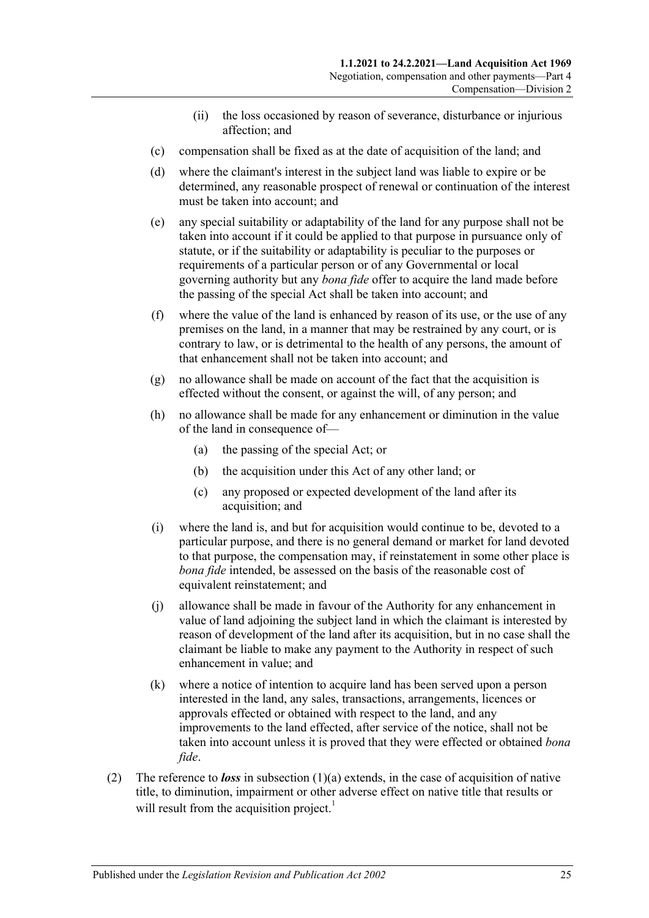- (ii) the loss occasioned by reason of severance, disturbance or injurious affection; and
- (c) compensation shall be fixed as at the date of acquisition of the land; and
- (d) where the claimant's interest in the subject land was liable to expire or be determined, any reasonable prospect of renewal or continuation of the interest must be taken into account; and
- (e) any special suitability or adaptability of the land for any purpose shall not be taken into account if it could be applied to that purpose in pursuance only of statute, or if the suitability or adaptability is peculiar to the purposes or requirements of a particular person or of any Governmental or local governing authority but any *bona fide* offer to acquire the land made before the passing of the special Act shall be taken into account; and
- (f) where the value of the land is enhanced by reason of its use, or the use of any premises on the land, in a manner that may be restrained by any court, or is contrary to law, or is detrimental to the health of any persons, the amount of that enhancement shall not be taken into account; and
- (g) no allowance shall be made on account of the fact that the acquisition is effected without the consent, or against the will, of any person; and
- (h) no allowance shall be made for any enhancement or diminution in the value of the land in consequence of—
  - (a) the passing of the special Act; or
  - (b) the acquisition under this Act of any other land; or
  - (c) any proposed or expected development of the land after its acquisition; and
- (i) where the land is, and but for acquisition would continue to be, devoted to a particular purpose, and there is no general demand or market for land devoted to that purpose, the compensation may, if reinstatement in some other place is *bona fide* intended, be assessed on the basis of the reasonable cost of equivalent reinstatement; and
- (j) allowance shall be made in favour of the Authority for any enhancement in value of land adjoining the subject land in which the claimant is interested by reason of development of the land after its acquisition, but in no case shall the claimant be liable to make any payment to the Authority in respect of such enhancement in value; and
- (k) where a notice of intention to acquire land has been served upon a person interested in the land, any sales, transactions, arrangements, licences or approvals effected or obtained with respect to the land, and any improvements to the land effected, after service of the notice, shall not be taken into account unless it is proved that they were effected or obtained *bona fide*.

(2) The reference to ***loss*** in subsection (1)(a) extends, in the case of acquisition of native title, to diminution, impairment or other adverse effect on native title that results or will result from the acquisition project.[1]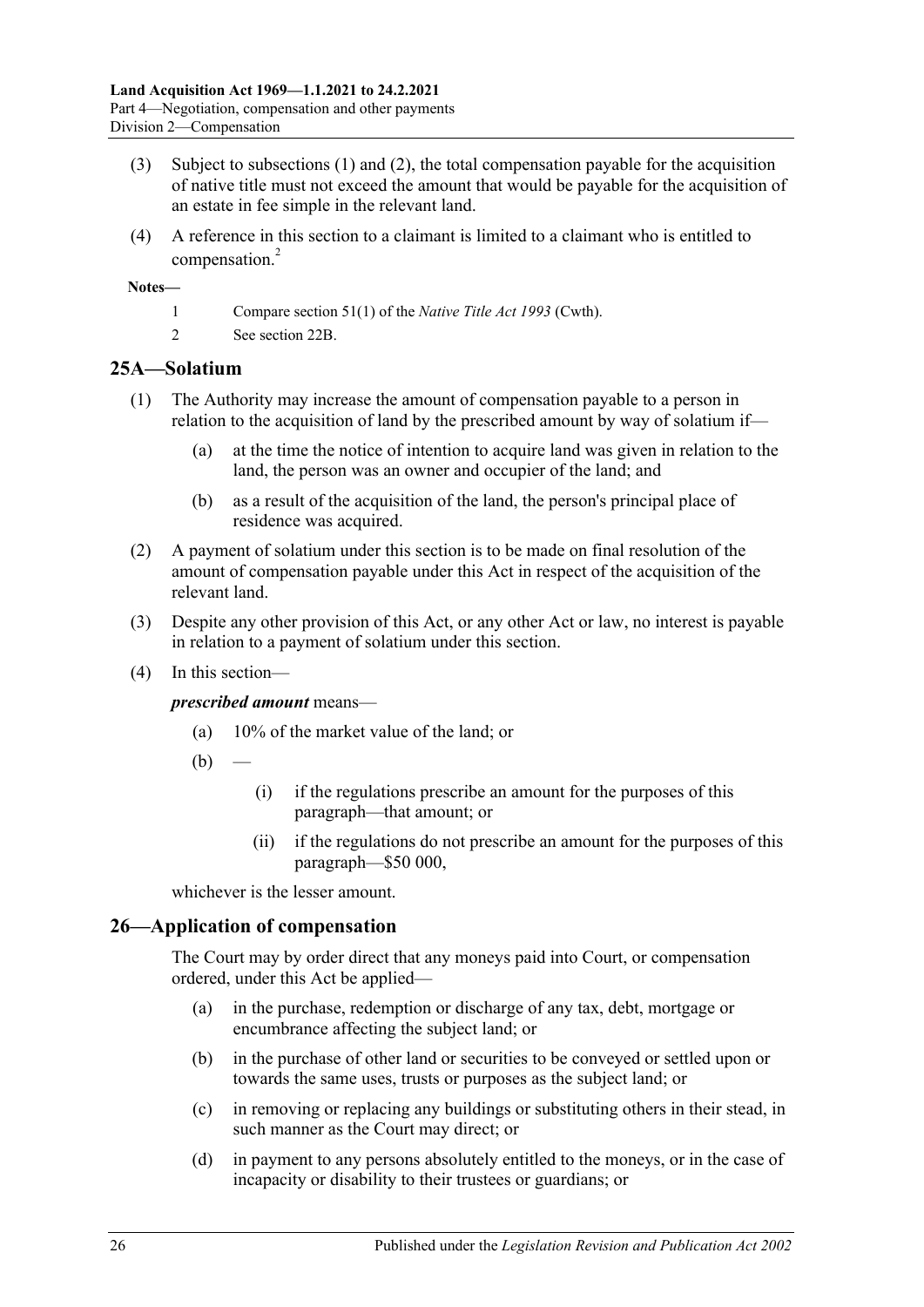(3) Subject to subsections (1) and (2), the total compensation payable for the acquisition of native title must not exceed the amount that would be payable for the acquisition of an estate in fee simple in the relevant land.

(4) A reference in this section to a claimant is limited to a claimant who is entitled to compensation.[2]

**Notes—**

1 Compare section 51(1) of the *Native Title Act 1993* (Cwth).

2 See section 22B.

## 25A—Solatium

(1) The Authority may increase the amount of compensation payable to a person in relation to the acquisition of land by the prescribed amount by way of solatium if—

(a) at the time the notice of intention to acquire land was given in relation to the land, the person was an owner and occupier of the land; and

(b) as a result of the acquisition of the land, the person's principal place of residence was acquired.

(2) A payment of solatium under this section is to be made on final resolution of the amount of compensation payable under this Act in respect of the acquisition of the relevant land.

(3) Despite any other provision of this Act, or any other Act or law, no interest is payable in relation to a payment of solatium under this section.

(4) In this section—

***prescribed amount*** means—

(a) 10% of the market value of the land; or

(b) —

(i) if the regulations prescribe an amount for the purposes of this paragraph—that amount; or

(ii) if the regulations do not prescribe an amount for the purposes of this paragraph—$50 000,

whichever is the lesser amount.

## 26—Application of compensation

The Court may by order direct that any moneys paid into Court, or compensation ordered, under this Act be applied—

(a) in the purchase, redemption or discharge of any tax, debt, mortgage or encumbrance affecting the subject land; or

(b) in the purchase of other land or securities to be conveyed or settled upon or towards the same uses, trusts or purposes as the subject land; or

(c) in removing or replacing any buildings or substituting others in their stead, in such manner as the Court may direct; or

(d) in payment to any persons absolutely entitled to the moneys, or in the case of incapacity or disability to their trustees or guardians; or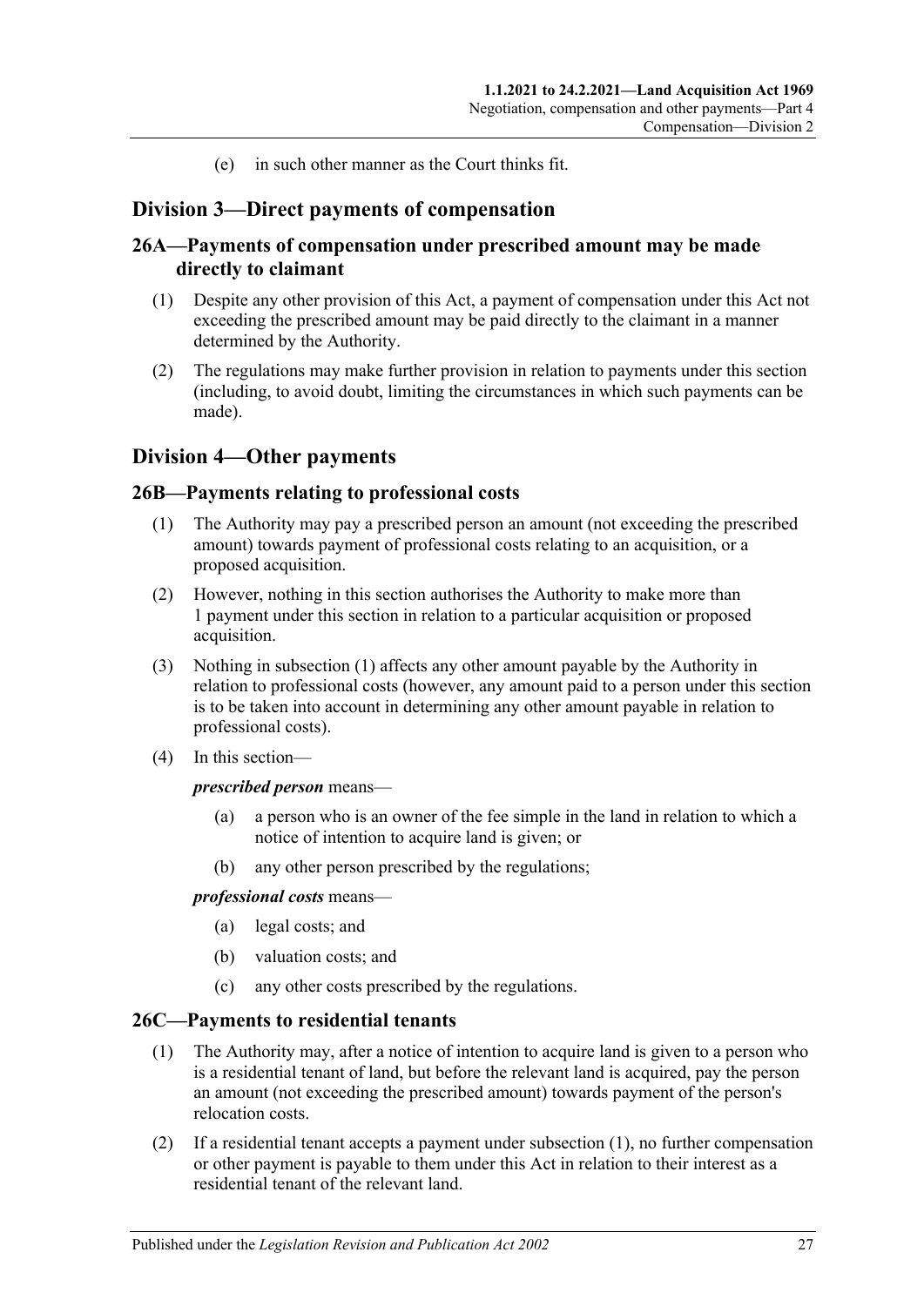(e) in such other manner as the Court thinks fit.

## Division 3—Direct payments of compensation

### 26A—Payments of compensation under prescribed amount may be made directly to claimant

(1) Despite any other provision of this Act, a payment of compensation under this Act not exceeding the prescribed amount may be paid directly to the claimant in a manner determined by the Authority.

(2) The regulations may make further provision in relation to payments under this section (including, to avoid doubt, limiting the circumstances in which such payments can be made).

## Division 4—Other payments

### 26B—Payments relating to professional costs

(1) The Authority may pay a prescribed person an amount (not exceeding the prescribed amount) towards payment of professional costs relating to an acquisition, or a proposed acquisition.

(2) However, nothing in this section authorises the Authority to make more than 1 payment under this section in relation to a particular acquisition or proposed acquisition.

(3) Nothing in subsection (1) affects any other amount payable by the Authority in relation to professional costs (however, any amount paid to a person under this section is to be taken into account in determining any other amount payable in relation to professional costs).

(4) In this section—

***prescribed person*** means—

(a) a person who is an owner of the fee simple in the land in relation to which a notice of intention to acquire land is given; or

(b) any other person prescribed by the regulations;

***professional costs*** means—

(a) legal costs; and

(b) valuation costs; and

(c) any other costs prescribed by the regulations.

### 26C—Payments to residential tenants

(1) The Authority may, after a notice of intention to acquire land is given to a person who is a residential tenant of land, but before the relevant land is acquired, pay the person an amount (not exceeding the prescribed amount) towards payment of the person's relocation costs.

(2) If a residential tenant accepts a payment under subsection (1), no further compensation or other payment is payable to them under this Act in relation to their interest as a residential tenant of the relevant land.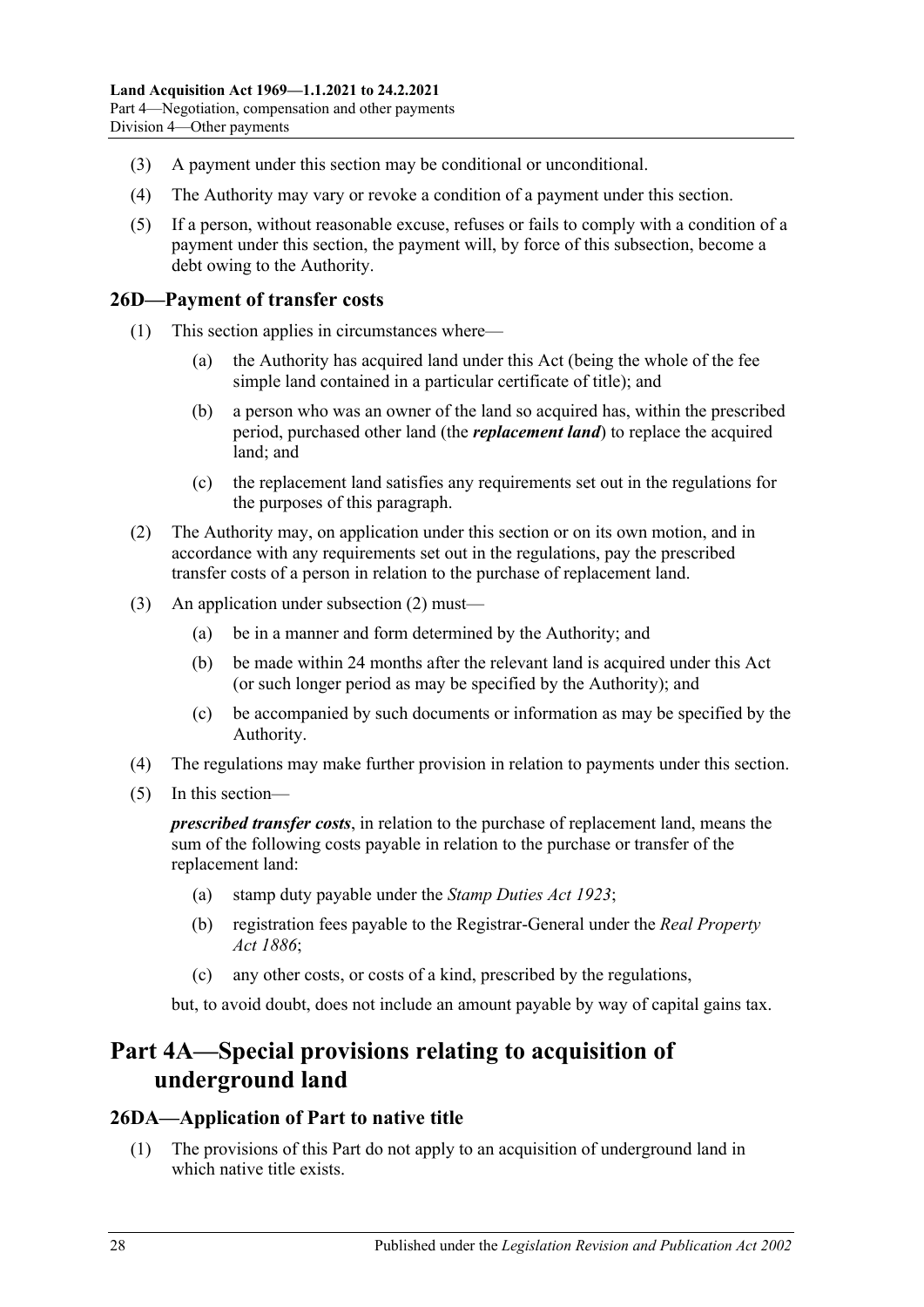(3) A payment under this section may be conditional or unconditional.

(4) The Authority may vary or revoke a condition of a payment under this section.

(5) If a person, without reasonable excuse, refuses or fails to comply with a condition of a payment under this section, the payment will, by force of this subsection, become a debt owing to the Authority.

## 26D—Payment of transfer costs

(1) This section applies in circumstances where—

(a) the Authority has acquired land under this Act (being the whole of the fee simple land contained in a particular certificate of title); and

(b) a person who was an owner of the land so acquired has, within the prescribed period, purchased other land (the ***replacement land***) to replace the acquired land; and

(c) the replacement land satisfies any requirements set out in the regulations for the purposes of this paragraph.

(2) The Authority may, on application under this section or on its own motion, and in accordance with any requirements set out in the regulations, pay the prescribed transfer costs of a person in relation to the purchase of replacement land.

(3) An application under subsection (2) must—

(a) be in a manner and form determined by the Authority; and

(b) be made within 24 months after the relevant land is acquired under this Act (or such longer period as may be specified by the Authority); and

(c) be accompanied by such documents or information as may be specified by the Authority.

(4) The regulations may make further provision in relation to payments under this section.

(5) In this section—

***prescribed transfer costs***, in relation to the purchase of replacement land, means the sum of the following costs payable in relation to the purchase or transfer of the replacement land:

(a) stamp duty payable under the *Stamp Duties Act 1923*;

(b) registration fees payable to the Registrar-General under the *Real Property Act 1886*;

(c) any other costs, or costs of a kind, prescribed by the regulations,

but, to avoid doubt, does not include an amount payable by way of capital gains tax.

# Part 4A—Special provisions relating to acquisition of underground land

## 26DA—Application of Part to native title

(1) The provisions of this Part do not apply to an acquisition of underground land in which native title exists.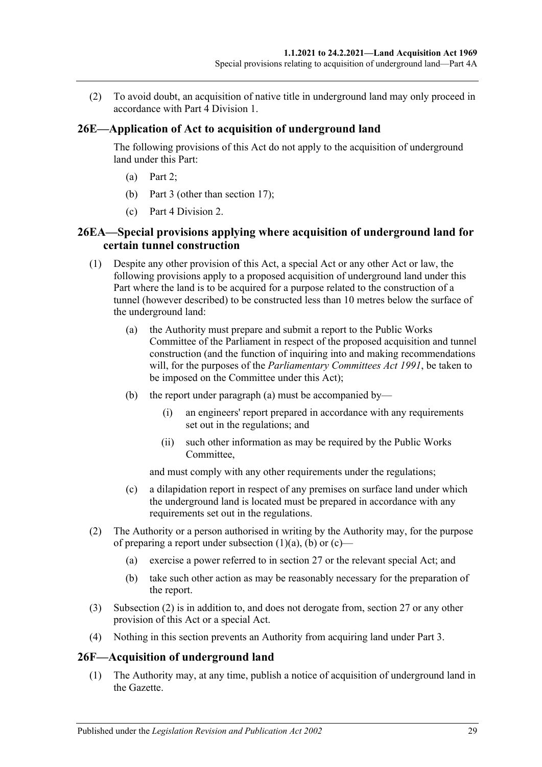(2) To avoid doubt, an acquisition of native title in underground land may only proceed in accordance with Part 4 Division 1.

## 26E—Application of Act to acquisition of underground land

The following provisions of this Act do not apply to the acquisition of underground land under this Part:

(a) Part 2;

(b) Part 3 (other than section 17);

(c) Part 4 Division 2.

## 26EA—Special provisions applying where acquisition of underground land for certain tunnel construction

(1) Despite any other provision of this Act, a special Act or any other Act or law, the following provisions apply to a proposed acquisition of underground land under this Part where the land is to be acquired for a purpose related to the construction of a tunnel (however described) to be constructed less than 10 metres below the surface of the underground land:

(a) the Authority must prepare and submit a report to the Public Works Committee of the Parliament in respect of the proposed acquisition and tunnel construction (and the function of inquiring into and making recommendations will, for the purposes of the *Parliamentary Committees Act 1991*, be taken to be imposed on the Committee under this Act);

(b) the report under paragraph (a) must be accompanied by—

(i) an engineers' report prepared in accordance with any requirements set out in the regulations; and

(ii) such other information as may be required by the Public Works Committee,

and must comply with any other requirements under the regulations;

(c) a dilapidation report in respect of any premises on surface land under which the underground land is located must be prepared in accordance with any requirements set out in the regulations.

(2) The Authority or a person authorised in writing by the Authority may, for the purpose of preparing a report under subsection (1)(a), (b) or (c)—

(a) exercise a power referred to in section 27 or the relevant special Act; and

(b) take such other action as may be reasonably necessary for the preparation of the report.

(3) Subsection (2) is in addition to, and does not derogate from, section 27 or any other provision of this Act or a special Act.

(4) Nothing in this section prevents an Authority from acquiring land under Part 3.

## 26F—Acquisition of underground land

(1) The Authority may, at any time, publish a notice of acquisition of underground land in the Gazette.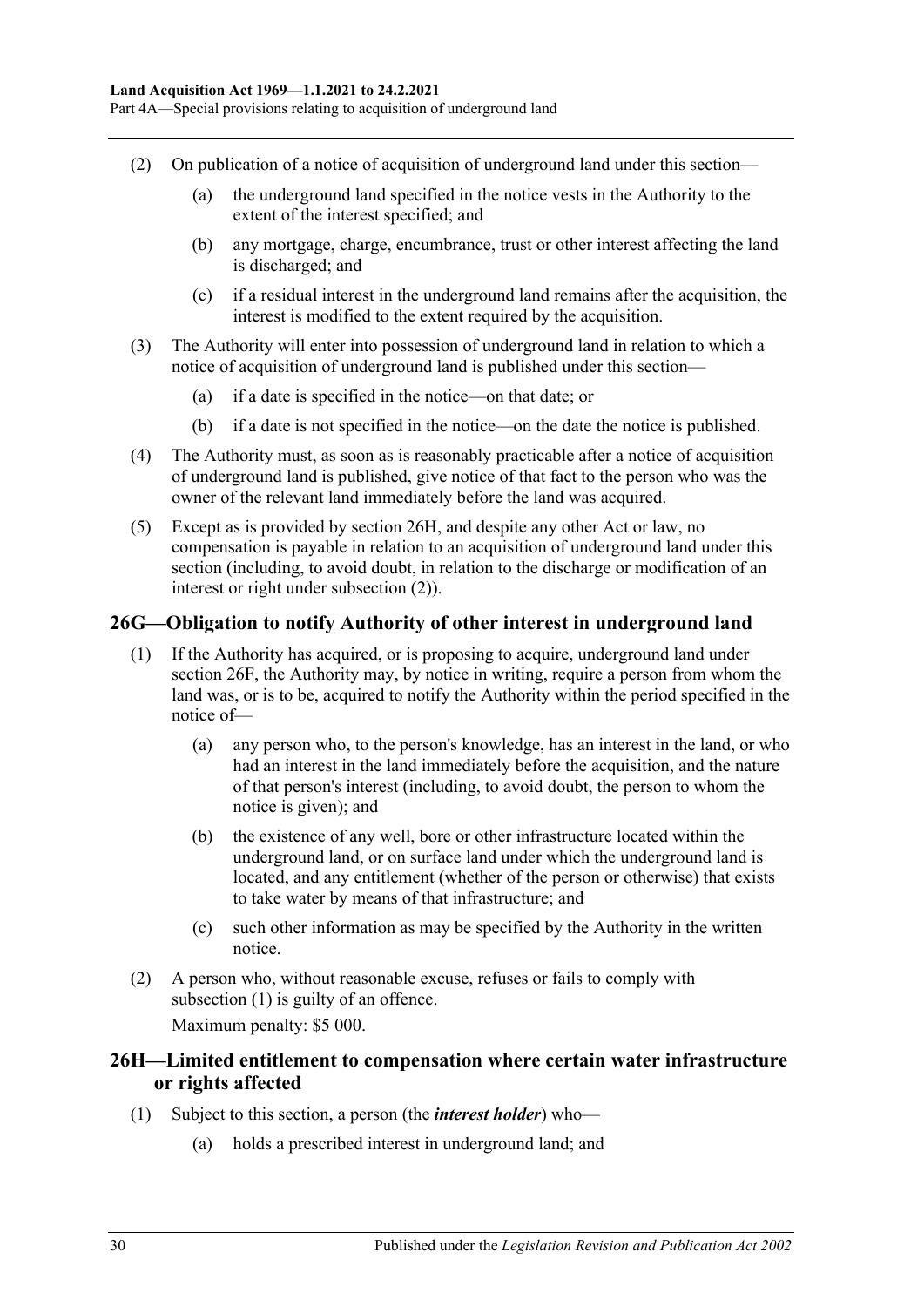(2) On publication of a notice of acquisition of underground land under this section—

(a) the underground land specified in the notice vests in the Authority to the extent of the interest specified; and

(b) any mortgage, charge, encumbrance, trust or other interest affecting the land is discharged; and

(c) if a residual interest in the underground land remains after the acquisition, the interest is modified to the extent required by the acquisition.

(3) The Authority will enter into possession of underground land in relation to which a notice of acquisition of underground land is published under this section—

(a) if a date is specified in the notice—on that date; or

(b) if a date is not specified in the notice—on the date the notice is published.

(4) The Authority must, as soon as is reasonably practicable after a notice of acquisition of underground land is published, give notice of that fact to the person who was the owner of the relevant land immediately before the land was acquired.

(5) Except as is provided by section 26H, and despite any other Act or law, no compensation is payable in relation to an acquisition of underground land under this section (including, to avoid doubt, in relation to the discharge or modification of an interest or right under subsection (2)).

## 26G—Obligation to notify Authority of other interest in underground land

(1) If the Authority has acquired, or is proposing to acquire, underground land under section 26F, the Authority may, by notice in writing, require a person from whom the land was, or is to be, acquired to notify the Authority within the period specified in the notice of—

(a) any person who, to the person's knowledge, has an interest in the land, or who had an interest in the land immediately before the acquisition, and the nature of that person's interest (including, to avoid doubt, the person to whom the notice is given); and

(b) the existence of any well, bore or other infrastructure located within the underground land, or on surface land under which the underground land is located, and any entitlement (whether of the person or otherwise) that exists to take water by means of that infrastructure; and

(c) such other information as may be specified by the Authority in the written notice.

(2) A person who, without reasonable excuse, refuses or fails to comply with subsection (1) is guilty of an offence.

Maximum penalty: $5 000.

## 26H—Limited entitlement to compensation where certain water infrastructure or rights affected

(1) Subject to this section, a person (the ***interest holder***) who—

(a) holds a prescribed interest in underground land; and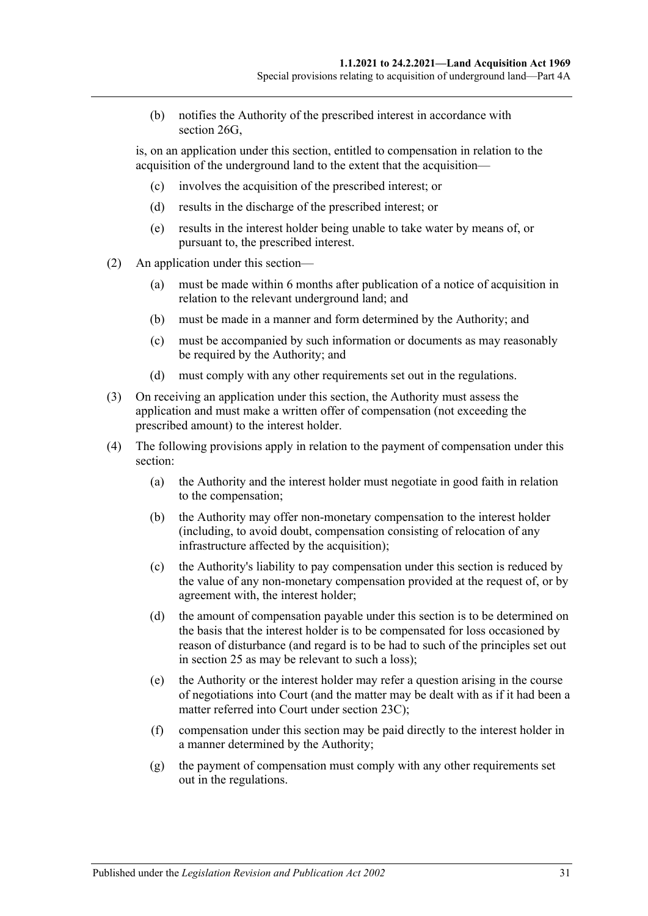(b) notifies the Authority of the prescribed interest in accordance with section 26G,

is, on an application under this section, entitled to compensation in relation to the acquisition of the underground land to the extent that the acquisition—

(c) involves the acquisition of the prescribed interest; or

(d) results in the discharge of the prescribed interest; or

(e) results in the interest holder being unable to take water by means of, or pursuant to, the prescribed interest.

(2) An application under this section—

(a) must be made within 6 months after publication of a notice of acquisition in relation to the relevant underground land; and

(b) must be made in a manner and form determined by the Authority; and

(c) must be accompanied by such information or documents as may reasonably be required by the Authority; and

(d) must comply with any other requirements set out in the regulations.

(3) On receiving an application under this section, the Authority must assess the application and must make a written offer of compensation (not exceeding the prescribed amount) to the interest holder.

(4) The following provisions apply in relation to the payment of compensation under this section:

(a) the Authority and the interest holder must negotiate in good faith in relation to the compensation;

(b) the Authority may offer non-monetary compensation to the interest holder (including, to avoid doubt, compensation consisting of relocation of any infrastructure affected by the acquisition);

(c) the Authority's liability to pay compensation under this section is reduced by the value of any non-monetary compensation provided at the request of, or by agreement with, the interest holder;

(d) the amount of compensation payable under this section is to be determined on the basis that the interest holder is to be compensated for loss occasioned by reason of disturbance (and regard is to be had to such of the principles set out in section 25 as may be relevant to such a loss);

(e) the Authority or the interest holder may refer a question arising in the course of negotiations into Court (and the matter may be dealt with as if it had been a matter referred into Court under section 23C);

(f) compensation under this section may be paid directly to the interest holder in a manner determined by the Authority;

(g) the payment of compensation must comply with any other requirements set out in the regulations.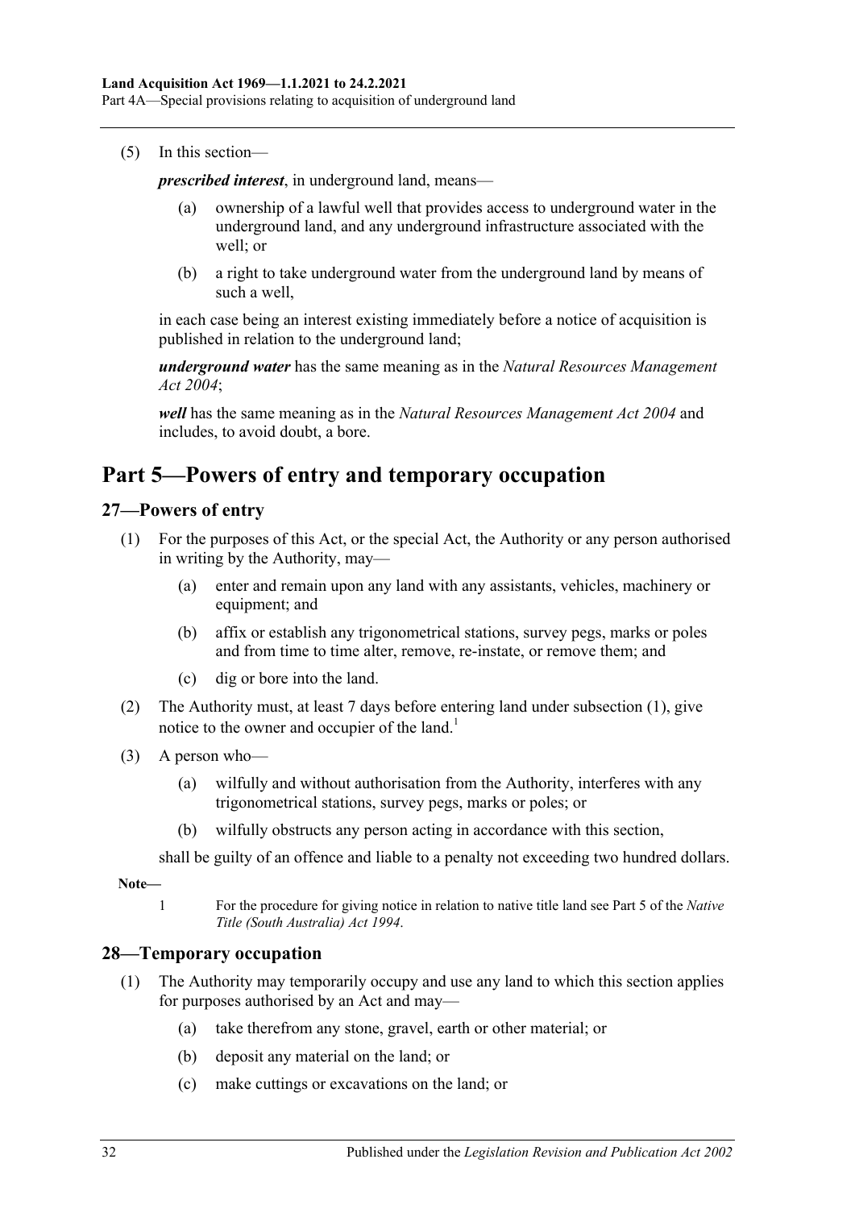(5) In this section—

***prescribed interest***, in underground land, means—

(a) ownership of a lawful well that provides access to underground water in the underground land, and any underground infrastructure associated with the well; or

(b) a right to take underground water from the underground land by means of such a well,

in each case being an interest existing immediately before a notice of acquisition is published in relation to the underground land;

***underground water*** has the same meaning as in the *Natural Resources Management Act 2004*;

***well*** has the same meaning as in the *Natural Resources Management Act 2004* and includes, to avoid doubt, a bore.

# Part 5—Powers of entry and temporary occupation

## 27—Powers of entry

(1) For the purposes of this Act, or the special Act, the Authority or any person authorised in writing by the Authority, may—

(a) enter and remain upon any land with any assistants, vehicles, machinery or equipment; and

(b) affix or establish any trigonometrical stations, survey pegs, marks or poles and from time to time alter, remove, re-instate, or remove them; and

(c) dig or bore into the land.

(2) The Authority must, at least 7 days before entering land under subsection (1), give notice to the owner and occupier of the land.[1]

(3) A person who—

(a) wilfully and without authorisation from the Authority, interferes with any trigonometrical stations, survey pegs, marks or poles; or

(b) wilfully obstructs any person acting in accordance with this section,

shall be guilty of an offence and liable to a penalty not exceeding two hundred dollars.

**Note—**

1 For the procedure for giving notice in relation to native title land see Part 5 of the *Native Title (South Australia) Act 1994*.

## 28—Temporary occupation

(1) The Authority may temporarily occupy and use any land to which this section applies for purposes authorised by an Act and may—

(a) take therefrom any stone, gravel, earth or other material; or

(b) deposit any material on the land; or

(c) make cuttings or excavations on the land; or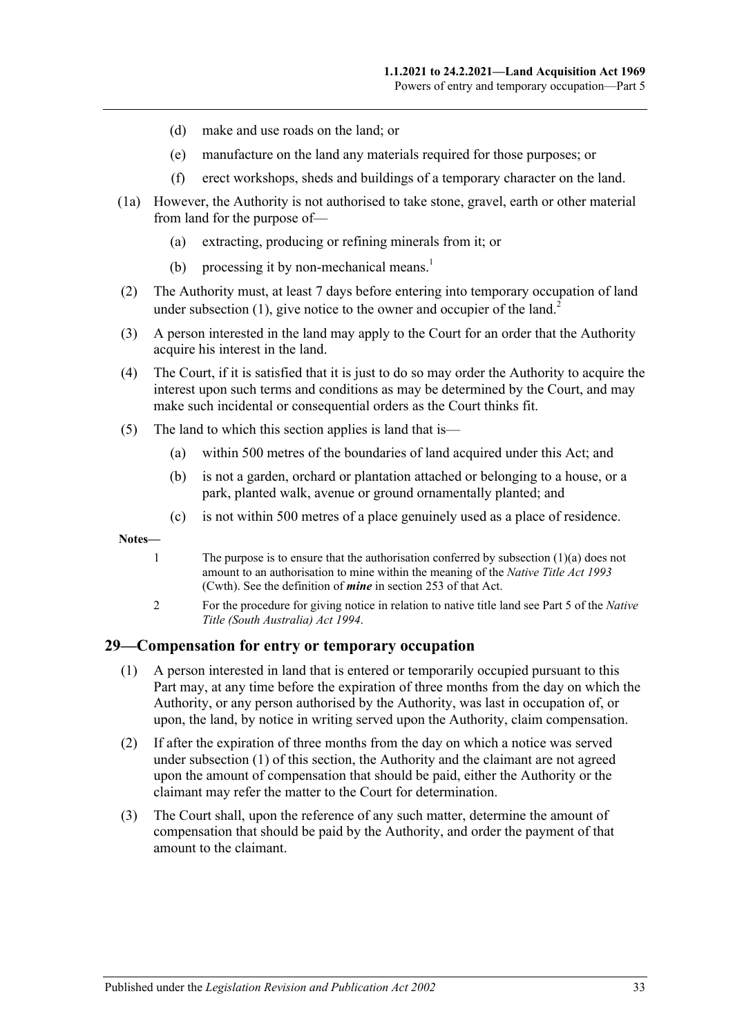(d) make and use roads on the land; or

(e) manufacture on the land any materials required for those purposes; or

(f) erect workshops, sheds and buildings of a temporary character on the land.

(1a) However, the Authority is not authorised to take stone, gravel, earth or other material from land for the purpose of—

(a) extracting, producing or refining minerals from it; or

(b) processing it by non-mechanical means.[1]

(2) The Authority must, at least 7 days before entering into temporary occupation of land under subsection (1), give notice to the owner and occupier of the land.[2]

(3) A person interested in the land may apply to the Court for an order that the Authority acquire his interest in the land.

(4) The Court, if it is satisfied that it is just to do so may order the Authority to acquire the interest upon such terms and conditions as may be determined by the Court, and may make such incidental or consequential orders as the Court thinks fit.

(5) The land to which this section applies is land that is—

(a) within 500 metres of the boundaries of land acquired under this Act; and

(b) is not a garden, orchard or plantation attached or belonging to a house, or a park, planted walk, avenue or ground ornamentally planted; and

(c) is not within 500 metres of a place genuinely used as a place of residence.

**Notes—**

1 The purpose is to ensure that the authorisation conferred by subsection (1)(a) does not amount to an authorisation to mine within the meaning of the *Native Title Act 1993* (Cwth). See the definition of ***mine*** in section 253 of that Act.

2 For the procedure for giving notice in relation to native title land see Part 5 of the *Native Title (South Australia) Act 1994*.

## 29—Compensation for entry or temporary occupation

(1) A person interested in land that is entered or temporarily occupied pursuant to this Part may, at any time before the expiration of three months from the day on which the Authority, or any person authorised by the Authority, was last in occupation of, or upon, the land, by notice in writing served upon the Authority, claim compensation.

(2) If after the expiration of three months from the day on which a notice was served under subsection (1) of this section, the Authority and the claimant are not agreed upon the amount of compensation that should be paid, either the Authority or the claimant may refer the matter to the Court for determination.

(3) The Court shall, upon the reference of any such matter, determine the amount of compensation that should be paid by the Authority, and order the payment of that amount to the claimant.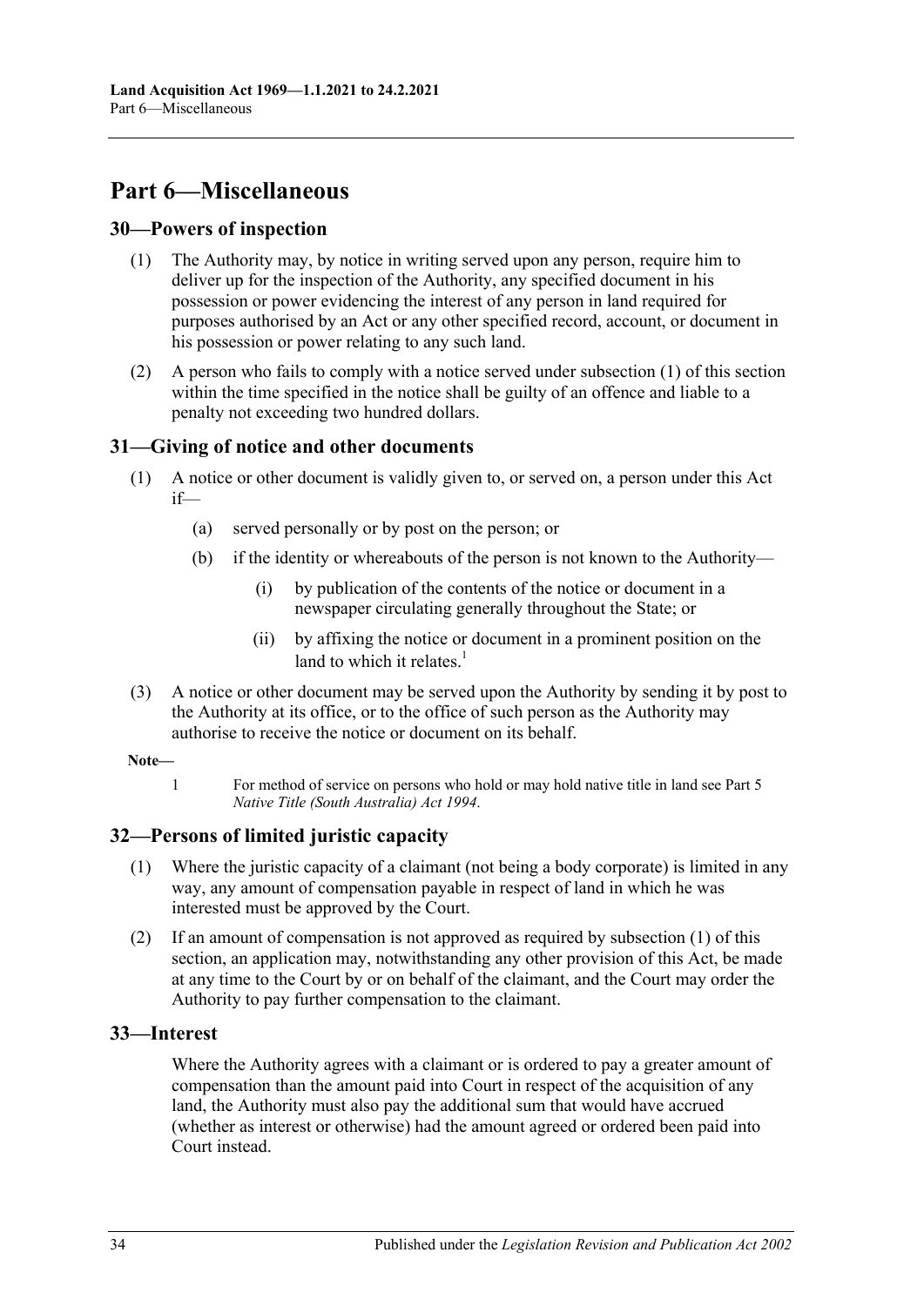# Part 6—Miscellaneous

## 30—Powers of inspection

(1) The Authority may, by notice in writing served upon any person, require him to deliver up for the inspection of the Authority, any specified document in his possession or power evidencing the interest of any person in land required for purposes authorised by an Act or any other specified record, account, or document in his possession or power relating to any such land.

(2) A person who fails to comply with a notice served under subsection (1) of this section within the time specified in the notice shall be guilty of an offence and liable to a penalty not exceeding two hundred dollars.

## 31—Giving of notice and other documents

(1) A notice or other document is validly given to, or served on, a person under this Act if—

(a) served personally or by post on the person; or

(b) if the identity or whereabouts of the person is not known to the Authority—

(i) by publication of the contents of the notice or document in a newspaper circulating generally throughout the State; or

(ii) by affixing the notice or document in a prominent position on the land to which it relates.[1]

(3) A notice or other document may be served upon the Authority by sending it by post to the Authority at its office, or to the office of such person as the Authority may authorise to receive the notice or document on its behalf.

**Note—**

1 For method of service on persons who hold or may hold native title in land see Part 5 *Native Title (South Australia) Act 1994*.

## 32—Persons of limited juristic capacity

(1) Where the juristic capacity of a claimant (not being a body corporate) is limited in any way, any amount of compensation payable in respect of land in which he was interested must be approved by the Court.

(2) If an amount of compensation is not approved as required by subsection (1) of this section, an application may, notwithstanding any other provision of this Act, be made at any time to the Court by or on behalf of the claimant, and the Court may order the Authority to pay further compensation to the claimant.

## 33—Interest

Where the Authority agrees with a claimant or is ordered to pay a greater amount of compensation than the amount paid into Court in respect of the acquisition of any land, the Authority must also pay the additional sum that would have accrued (whether as interest or otherwise) had the amount agreed or ordered been paid into Court instead.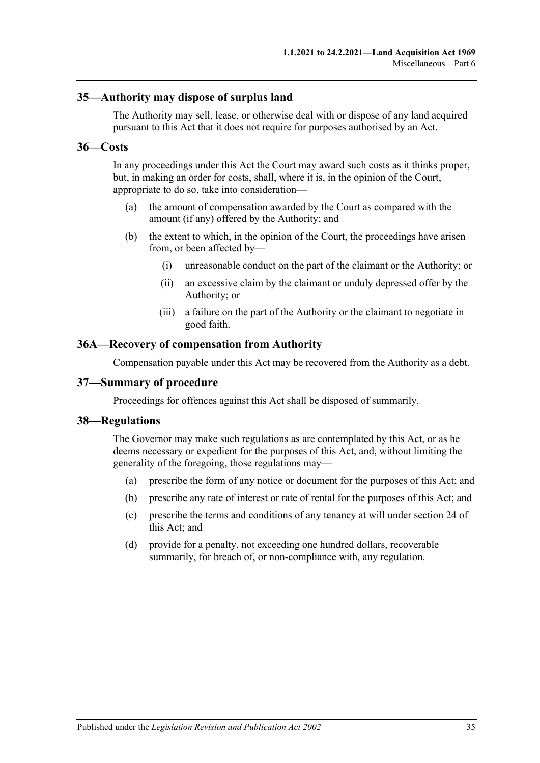## 35—Authority may dispose of surplus land

The Authority may sell, lease, or otherwise deal with or dispose of any land acquired pursuant to this Act that it does not require for purposes authorised by an Act.

## 36—Costs

In any proceedings under this Act the Court may award such costs as it thinks proper, but, in making an order for costs, shall, where it is, in the opinion of the Court, appropriate to do so, take into consideration—

(a) the amount of compensation awarded by the Court as compared with the amount (if any) offered by the Authority; and

(b) the extent to which, in the opinion of the Court, the proceedings have arisen from, or been affected by—

(i) unreasonable conduct on the part of the claimant or the Authority; or

(ii) an excessive claim by the claimant or unduly depressed offer by the Authority; or

(iii) a failure on the part of the Authority or the claimant to negotiate in good faith.

## 36A—Recovery of compensation from Authority

Compensation payable under this Act may be recovered from the Authority as a debt.

## 37—Summary of procedure

Proceedings for offences against this Act shall be disposed of summarily.

## 38—Regulations

The Governor may make such regulations as are contemplated by this Act, or as he deems necessary or expedient for the purposes of this Act, and, without limiting the generality of the foregoing, those regulations may—

(a) prescribe the form of any notice or document for the purposes of this Act; and

(b) prescribe any rate of interest or rate of rental for the purposes of this Act; and

(c) prescribe the terms and conditions of any tenancy at will under section 24 of this Act; and

(d) provide for a penalty, not exceeding one hundred dollars, recoverable summarily, for breach of, or non-compliance with, any regulation.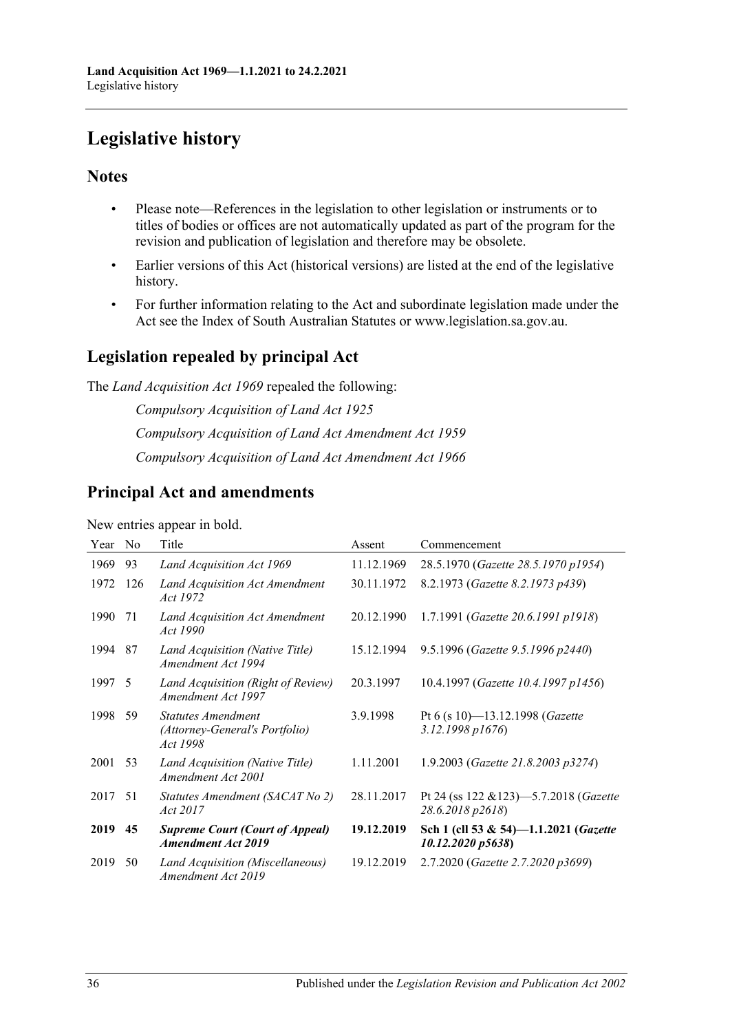# Legislative history

## Notes

- Please note—References in the legislation to other legislation or instruments or to titles of bodies or offices are not automatically updated as part of the program for the revision and publication of legislation and therefore may be obsolete.
- Earlier versions of this Act (historical versions) are listed at the end of the legislative history.
- For further information relating to the Act and subordinate legislation made under the Act see the Index of South Australian Statutes or www.legislation.sa.gov.au.

## Legislation repealed by principal Act

The *Land Acquisition Act 1969* repealed the following:

*Compulsory Acquisition of Land Act 1925*

*Compulsory Acquisition of Land Act Amendment Act 1959*

*Compulsory Acquisition of Land Act Amendment Act 1966*

## Principal Act and amendments

New entries appear in bold.

| Year | No | Title | Assent | Commencement |
|---|---|---|---|---|
| 1969 | 93 | *Land Acquisition Act 1969* | 11.12.1969 | 28.5.1970 (*Gazette 28.5.1970 p1954*) |
| 1972 | 126 | *Land Acquisition Act Amendment Act 1972* | 30.11.1972 | 8.2.1973 (*Gazette 8.2.1973 p439*) |
| 1990 | 71 | *Land Acquisition Act Amendment Act 1990* | 20.12.1990 | 1.7.1991 (*Gazette 20.6.1991 p1918*) |
| 1994 | 87 | *Land Acquisition (Native Title) Amendment Act 1994* | 15.12.1994 | 9.5.1996 (*Gazette 9.5.1996 p2440*) |
| 1997 | 5 | *Land Acquisition (Right of Review) Amendment Act 1997* | 20.3.1997 | 10.4.1997 (*Gazette 10.4.1997 p1456*) |
| 1998 | 59 | *Statutes Amendment (Attorney-General's Portfolio) Act 1998* | 3.9.1998 | Pt 6 (s 10)—13.12.1998 (*Gazette 3.12.1998 p1676*) |
| 2001 | 53 | *Land Acquisition (Native Title) Amendment Act 2001* | 1.11.2001 | 1.9.2003 (*Gazette 21.8.2003 p3274*) |
| 2017 | 51 | *Statutes Amendment (SACAT No 2) Act 2017* | 28.11.2017 | Pt 24 (ss 122 &123)—5.7.2018 (*Gazette 28.6.2018 p2618*) |
| **2019** | **45** | ***Supreme Court (Court of Appeal) Amendment Act 2019*** | **19.12.2019** | **Sch 1 (cll 53 & 54)—1.1.2021 (*Gazette 10.12.2020 p5638*)** |
| 2019 | 50 | *Land Acquisition (Miscellaneous) Amendment Act 2019* | 19.12.2019 | 2.7.2020 (*Gazette 2.7.2020 p3699*) |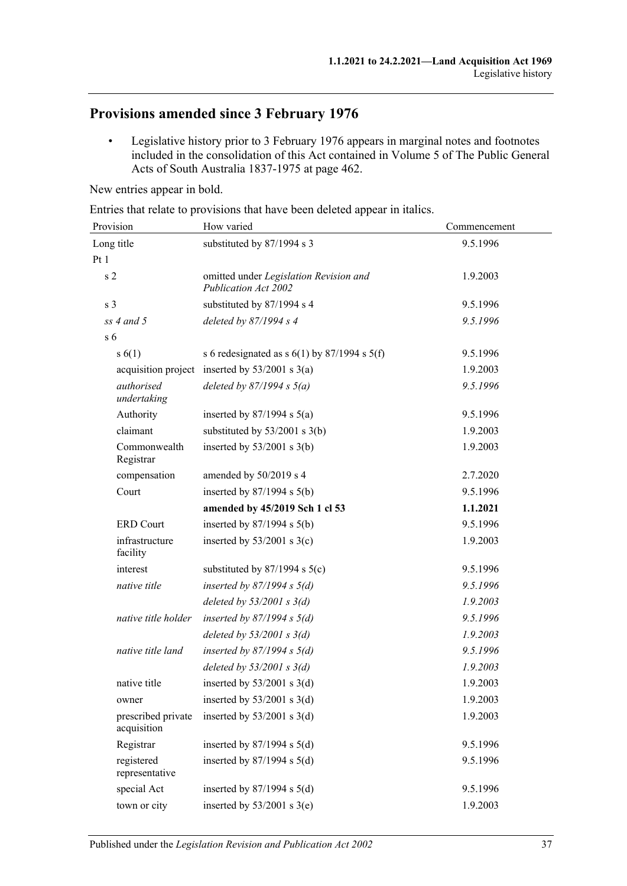## Provisions amended since 3 February 1976

- Legislative history prior to 3 February 1976 appears in marginal notes and footnotes included in the consolidation of this Act contained in Volume 5 of The Public General Acts of South Australia 1837-1975 at page 462.

New entries appear in bold.

Entries that relate to provisions that have been deleted appear in italics.

| Provision | How varied | Commencement |
|---|---|---|
| Long title | substituted by 87/1994 s 3 | 9.5.1996 |
| Pt 1 | | |
| s 2 | omitted under *Legislation Revision and Publication Act 2002* | 1.9.2003 |
| s 3 | substituted by 87/1994 s 4 | 9.5.1996 |
| *ss 4 and 5* | *deleted by 87/1994 s 4* | *9.5.1996* |
| s 6 | | |
| s 6(1) | s 6 redesignated as s 6(1) by 87/1994 s 5(f) | 9.5.1996 |
| acquisition project | inserted by 53/2001 s 3(a) | 1.9.2003 |
| *authorised undertaking* | *deleted by 87/1994 s 5(a)* | *9.5.1996* |
| Authority | inserted by 87/1994 s 5(a) | 9.5.1996 |
| claimant | substituted by 53/2001 s 3(b) | 1.9.2003 |
| Commonwealth Registrar | inserted by 53/2001 s 3(b) | 1.9.2003 |
| compensation | amended by 50/2019 s 4 | 2.7.2020 |
| Court | inserted by 87/1994 s 5(b) | 9.5.1996 |
| | **amended by 45/2019 Sch 1 cl 53** | **1.1.2021** |
| ERD Court | inserted by 87/1994 s 5(b) | 9.5.1996 |
| infrastructure facility | inserted by 53/2001 s 3(c) | 1.9.2003 |
| interest | substituted by 87/1994 s 5(c) | 9.5.1996 |
| *native title* | *inserted by 87/1994 s 5(d)* | *9.5.1996* |
| | *deleted by 53/2001 s 3(d)* | *1.9.2003* |
| *native title holder* | *inserted by 87/1994 s 5(d)* | *9.5.1996* |
| | *deleted by 53/2001 s 3(d)* | *1.9.2003* |
| *native title land* | *inserted by 87/1994 s 5(d)* | *9.5.1996* |
| | *deleted by 53/2001 s 3(d)* | *1.9.2003* |
| native title | inserted by 53/2001 s 3(d) | 1.9.2003 |
| owner | inserted by 53/2001 s 3(d) | 1.9.2003 |
| prescribed private acquisition | inserted by 53/2001 s 3(d) | 1.9.2003 |
| Registrar | inserted by 87/1994 s 5(d) | 9.5.1996 |
| registered representative | inserted by 87/1994 s 5(d) | 9.5.1996 |
| special Act | inserted by 87/1994 s 5(d) | 9.5.1996 |
| town or city | inserted by 53/2001 s 3(e) | 1.9.2003 |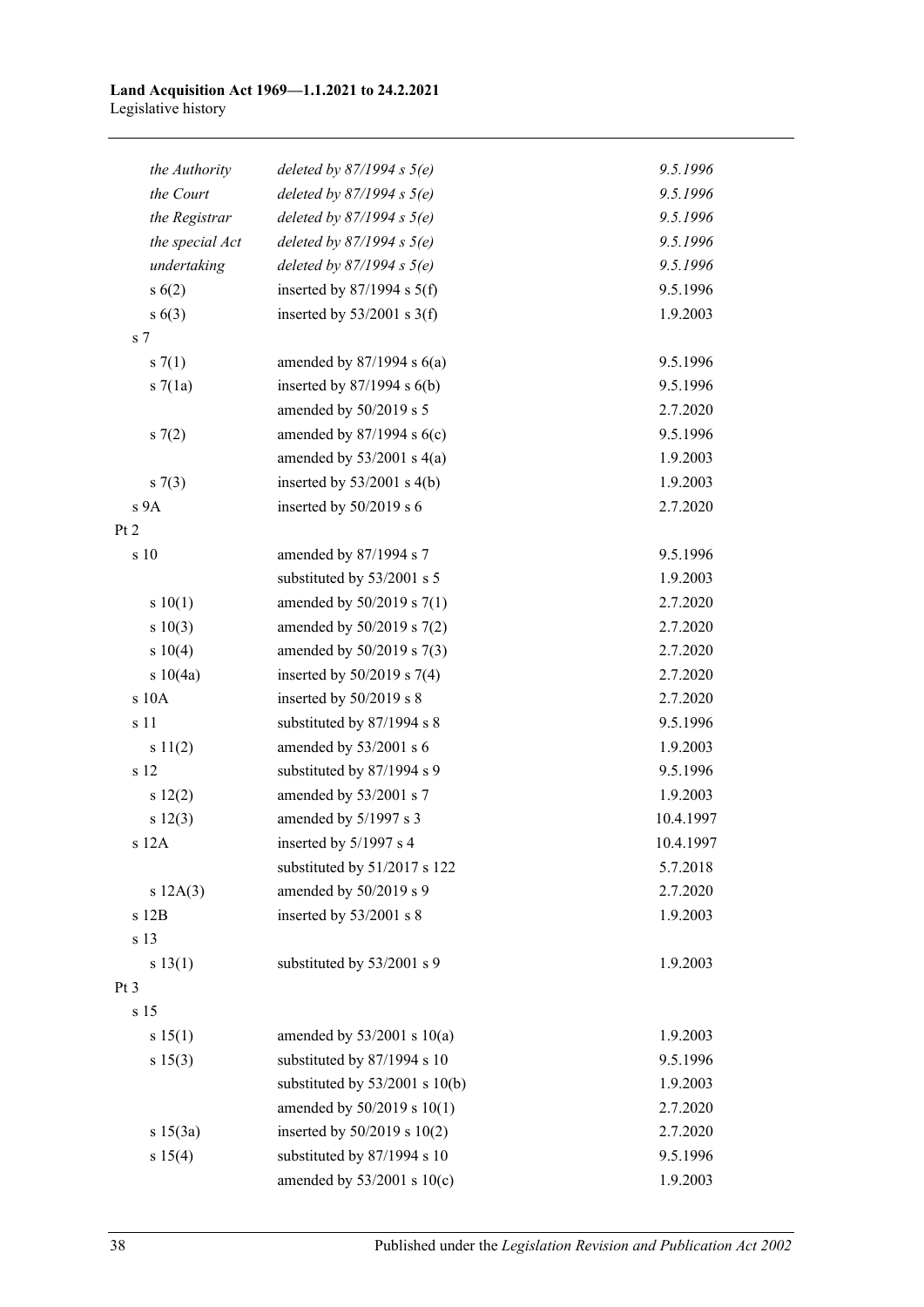| | | |
|---|---|---|
| *the Authority* | *deleted by 87/1994 s 5(e)* | *9.5.1996* |
| *the Court* | *deleted by 87/1994 s 5(e)* | *9.5.1996* |
| *the Registrar* | *deleted by 87/1994 s 5(e)* | *9.5.1996* |
| *the special Act* | *deleted by 87/1994 s 5(e)* | *9.5.1996* |
| *undertaking* | *deleted by 87/1994 s 5(e)* | *9.5.1996* |
| s 6(2) | inserted by 87/1994 s 5(f) | 9.5.1996 |
| s 6(3) | inserted by 53/2001 s 3(f) | 1.9.2003 |
| s 7 | | |
| s 7(1) | amended by 87/1994 s 6(a) | 9.5.1996 |
| s 7(1a) | inserted by 87/1994 s 6(b) | 9.5.1996 |
| | amended by 50/2019 s 5 | 2.7.2020 |
| s 7(2) | amended by 87/1994 s 6(c) | 9.5.1996 |
| | amended by 53/2001 s 4(a) | 1.9.2003 |
| s 7(3) | inserted by 53/2001 s 4(b) | 1.9.2003 |
| s 9A | inserted by 50/2019 s 6 | 2.7.2020 |
| Pt 2 | | |
| s 10 | amended by 87/1994 s 7 | 9.5.1996 |
| | substituted by 53/2001 s 5 | 1.9.2003 |
| s 10(1) | amended by 50/2019 s 7(1) | 2.7.2020 |
| s 10(3) | amended by 50/2019 s 7(2) | 2.7.2020 |
| s 10(4) | amended by 50/2019 s 7(3) | 2.7.2020 |
| s 10(4a) | inserted by 50/2019 s 7(4) | 2.7.2020 |
| s 10A | inserted by 50/2019 s 8 | 2.7.2020 |
| s 11 | substituted by 87/1994 s 8 | 9.5.1996 |
| s 11(2) | amended by 53/2001 s 6 | 1.9.2003 |
| s 12 | substituted by 87/1994 s 9 | 9.5.1996 |
| s 12(2) | amended by 53/2001 s 7 | 1.9.2003 |
| s 12(3) | amended by 5/1997 s 3 | 10.4.1997 |
| s 12A | inserted by 5/1997 s 4 | 10.4.1997 |
| | substituted by 51/2017 s 122 | 5.7.2018 |
| s 12A(3) | amended by 50/2019 s 9 | 2.7.2020 |
| s 12B | inserted by 53/2001 s 8 | 1.9.2003 |
| s 13 | | |
| s 13(1) | substituted by 53/2001 s 9 | 1.9.2003 |
| Pt 3 | | |
| s 15 | | |
| s 15(1) | amended by 53/2001 s 10(a) | 1.9.2003 |
| s 15(3) | substituted by 87/1994 s 10 | 9.5.1996 |
| | substituted by 53/2001 s 10(b) | 1.9.2003 |
| | amended by 50/2019 s 10(1) | 2.7.2020 |
| s 15(3a) | inserted by 50/2019 s 10(2) | 2.7.2020 |
| s 15(4) | substituted by 87/1994 s 10 | 9.5.1996 |
| | amended by 53/2001 s 10(c) | 1.9.2003 |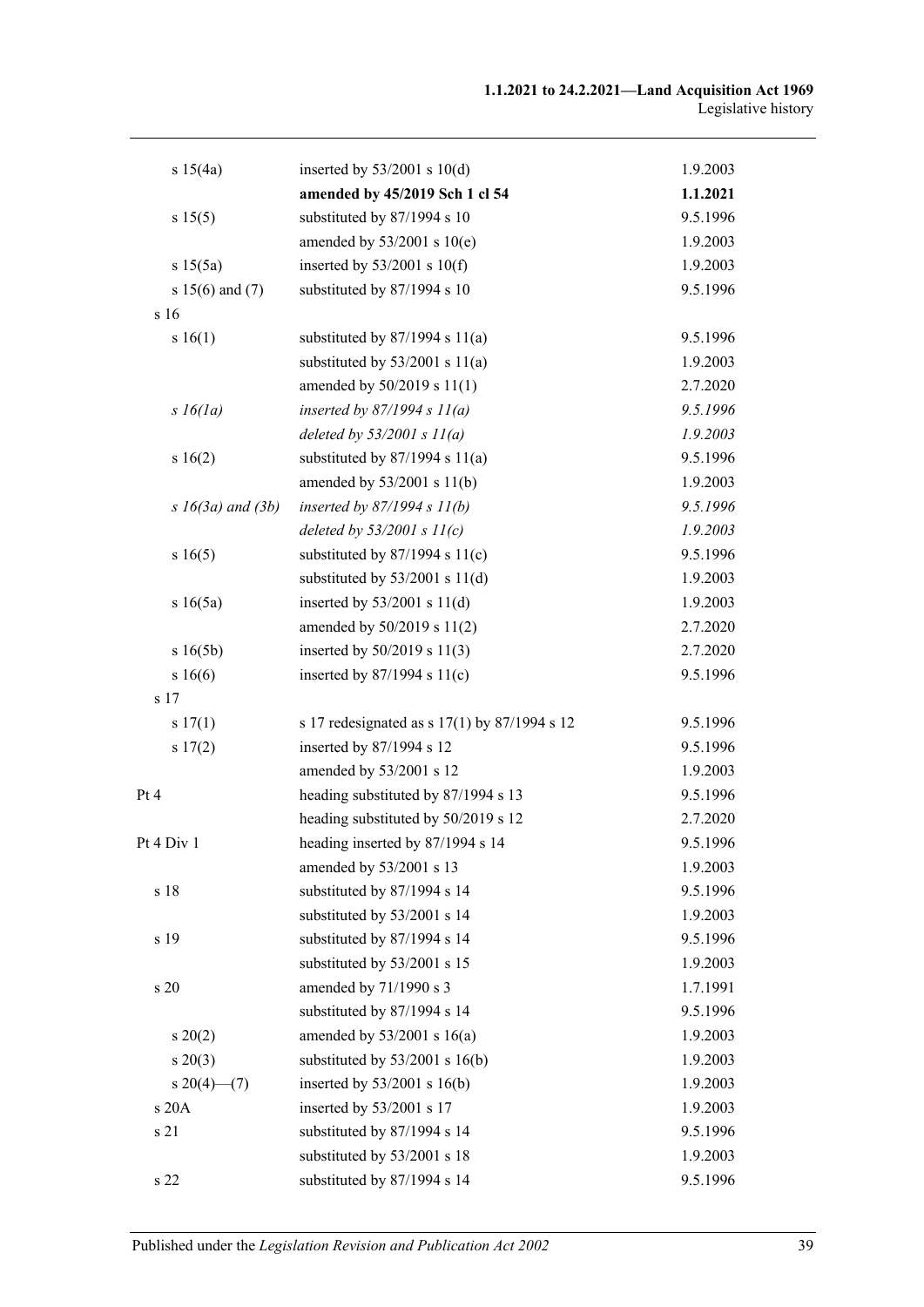| | | |
|---|---|---|
| s 15(4a) | inserted by 53/2001 s 10(d) | 1.9.2003 |
| | **amended by 45/2019 Sch 1 cl 54** | **1.1.2021** |
| s 15(5) | substituted by 87/1994 s 10 | 9.5.1996 |
| | amended by 53/2001 s 10(e) | 1.9.2003 |
| s 15(5a) | inserted by 53/2001 s 10(f) | 1.9.2003 |
| s 15(6) and (7) | substituted by 87/1994 s 10 | 9.5.1996 |
| s 16 | | |
| s 16(1) | substituted by 87/1994 s 11(a) | 9.5.1996 |
| | substituted by 53/2001 s 11(a) | 1.9.2003 |
| | amended by 50/2019 s 11(1) | 2.7.2020 |
| *s 16(1a)* | *inserted by 87/1994 s 11(a)* | *9.5.1996* |
| | *deleted by 53/2001 s 11(a)* | *1.9.2003* |
| s 16(2) | substituted by 87/1994 s 11(a) | 9.5.1996 |
| | amended by 53/2001 s 11(b) | 1.9.2003 |
| *s 16(3a) and (3b)* | *inserted by 87/1994 s 11(b)* | *9.5.1996* |
| | *deleted by 53/2001 s 11(c)* | *1.9.2003* |
| s 16(5) | substituted by 87/1994 s 11(c) | 9.5.1996 |
| | substituted by 53/2001 s 11(d) | 1.9.2003 |
| s 16(5a) | inserted by 53/2001 s 11(d) | 1.9.2003 |
| | amended by 50/2019 s 11(2) | 2.7.2020 |
| s 16(5b) | inserted by 50/2019 s 11(3) | 2.7.2020 |
| s 16(6) | inserted by 87/1994 s 11(c) | 9.5.1996 |
| s 17 | | |
| s 17(1) | s 17 redesignated as s 17(1) by 87/1994 s 12 | 9.5.1996 |
| s 17(2) | inserted by 87/1994 s 12 | 9.5.1996 |
| | amended by 53/2001 s 12 | 1.9.2003 |
| Pt 4 | heading substituted by 87/1994 s 13 | 9.5.1996 |
| | heading substituted by 50/2019 s 12 | 2.7.2020 |
| Pt 4 Div 1 | heading inserted by 87/1994 s 14 | 9.5.1996 |
| | amended by 53/2001 s 13 | 1.9.2003 |
| s 18 | substituted by 87/1994 s 14 | 9.5.1996 |
| | substituted by 53/2001 s 14 | 1.9.2003 |
| s 19 | substituted by 87/1994 s 14 | 9.5.1996 |
| | substituted by 53/2001 s 15 | 1.9.2003 |
| s 20 | amended by 71/1990 s 3 | 1.7.1991 |
| | substituted by 87/1994 s 14 | 9.5.1996 |
| s 20(2) | amended by 53/2001 s 16(a) | 1.9.2003 |
| s 20(3) | substituted by 53/2001 s 16(b) | 1.9.2003 |
| s 20(4)—(7) | inserted by 53/2001 s 16(b) | 1.9.2003 |
| s 20A | inserted by 53/2001 s 17 | 1.9.2003 |
| s 21 | substituted by 87/1994 s 14 | 9.5.1996 |
| | substituted by 53/2001 s 18 | 1.9.2003 |
| s 22 | substituted by 87/1994 s 14 | 9.5.1996 |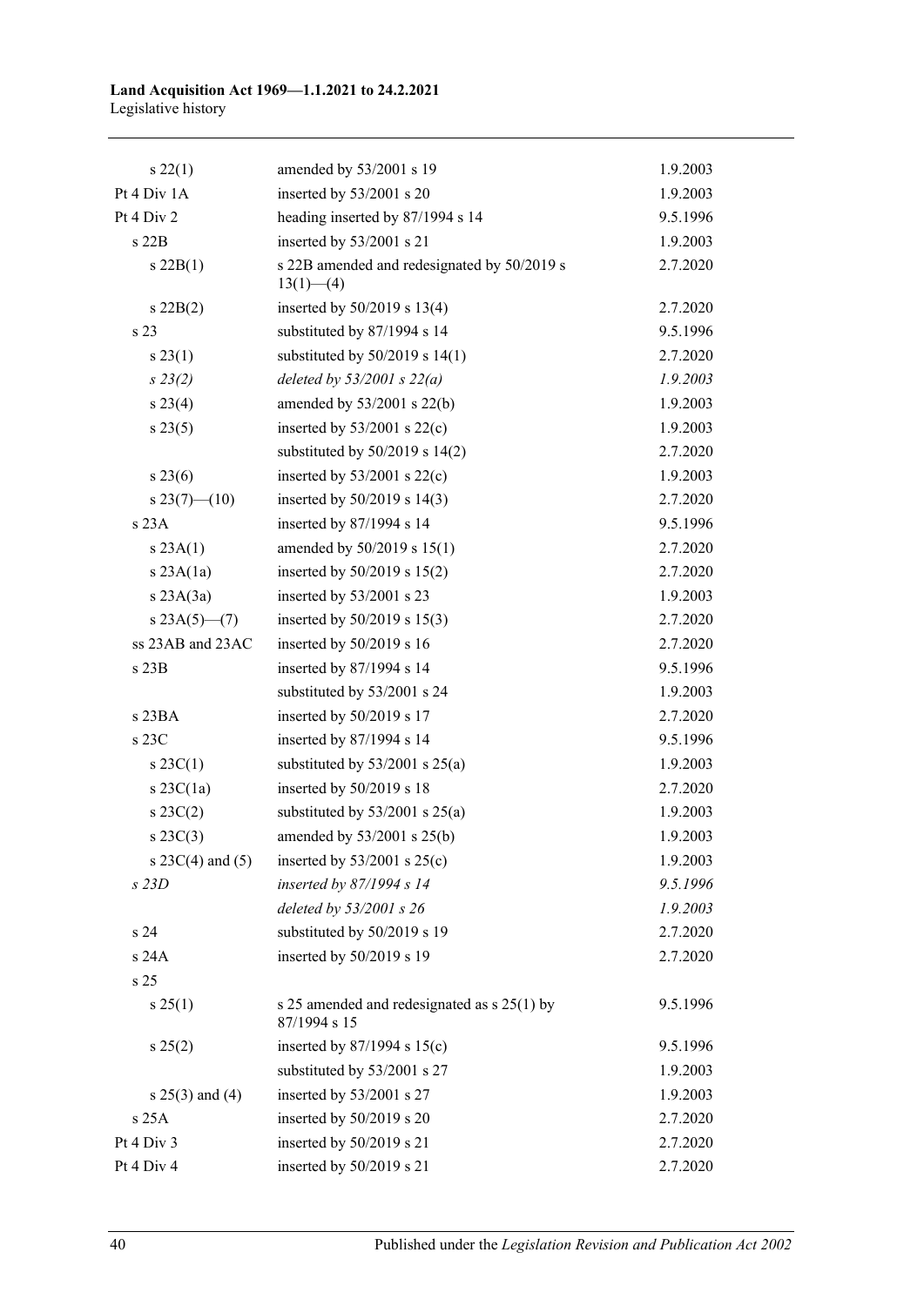| | | |
|---|---|---|
| s 22(1) | amended by 53/2001 s 19 | 1.9.2003 |
| Pt 4 Div 1A | inserted by 53/2001 s 20 | 1.9.2003 |
| Pt 4 Div 2 | heading inserted by 87/1994 s 14 | 9.5.1996 |
| s 22B | inserted by 53/2001 s 21 | 1.9.2003 |
| s 22B(1) | s 22B amended and redesignated by 50/2019 s 13(1)—(4) | 2.7.2020 |
| s 22B(2) | inserted by 50/2019 s 13(4) | 2.7.2020 |
| s 23 | substituted by 87/1994 s 14 | 9.5.1996 |
| s 23(1) | substituted by 50/2019 s 14(1) | 2.7.2020 |
| *s 23(2)* | *deleted by 53/2001 s 22(a)* | *1.9.2003* |
| s 23(4) | amended by 53/2001 s 22(b) | 1.9.2003 |
| s 23(5) | inserted by 53/2001 s 22(c) | 1.9.2003 |
| | substituted by 50/2019 s 14(2) | 2.7.2020 |
| s 23(6) | inserted by 53/2001 s 22(c) | 1.9.2003 |
| s 23(7)—(10) | inserted by 50/2019 s 14(3) | 2.7.2020 |
| s 23A | inserted by 87/1994 s 14 | 9.5.1996 |
| s 23A(1) | amended by 50/2019 s 15(1) | 2.7.2020 |
| s 23A(1a) | inserted by 50/2019 s 15(2) | 2.7.2020 |
| s 23A(3a) | inserted by 53/2001 s 23 | 1.9.2003 |
| s 23A(5)—(7) | inserted by 50/2019 s 15(3) | 2.7.2020 |
| ss 23AB and 23AC | inserted by 50/2019 s 16 | 2.7.2020 |
| s 23B | inserted by 87/1994 s 14 | 9.5.1996 |
| | substituted by 53/2001 s 24 | 1.9.2003 |
| s 23BA | inserted by 50/2019 s 17 | 2.7.2020 |
| s 23C | inserted by 87/1994 s 14 | 9.5.1996 |
| s 23C(1) | substituted by 53/2001 s 25(a) | 1.9.2003 |
| s 23C(1a) | inserted by 50/2019 s 18 | 2.7.2020 |
| s 23C(2) | substituted by 53/2001 s 25(a) | 1.9.2003 |
| s 23C(3) | amended by 53/2001 s 25(b) | 1.9.2003 |
| s 23C(4) and (5) | inserted by 53/2001 s 25(c) | 1.9.2003 |
| *s 23D* | *inserted by 87/1994 s 14* | *9.5.1996* |
| | *deleted by 53/2001 s 26* | *1.9.2003* |
| s 24 | substituted by 50/2019 s 19 | 2.7.2020 |
| s 24A | inserted by 50/2019 s 19 | 2.7.2020 |
| s 25 | | |
| s 25(1) | s 25 amended and redesignated as s 25(1) by 87/1994 s 15 | 9.5.1996 |
| s 25(2) | inserted by 87/1994 s 15(c) | 9.5.1996 |
| | substituted by 53/2001 s 27 | 1.9.2003 |
| s 25(3) and (4) | inserted by 53/2001 s 27 | 1.9.2003 |
| s 25A | inserted by 50/2019 s 20 | 2.7.2020 |
| Pt 4 Div 3 | inserted by 50/2019 s 21 | 2.7.2020 |
| Pt 4 Div 4 | inserted by 50/2019 s 21 | 2.7.2020 |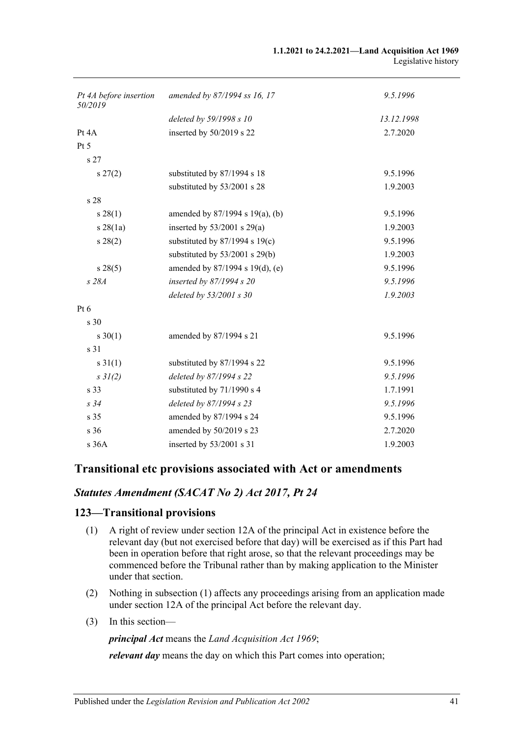| | | |
|---|---|---|
| *Pt 4A before insertion 50/2019* | *amended by 87/1994 ss 16, 17* | *9.5.1996* |
| | *deleted by 59/1998 s 10* | *13.12.1998* |
| Pt 4A | inserted by 50/2019 s 22 | 2.7.2020 |
| Pt 5 | | |
| s 27 | | |
| s 27(2) | substituted by 87/1994 s 18 | 9.5.1996 |
| | substituted by 53/2001 s 28 | 1.9.2003 |
| s 28 | | |
| s 28(1) | amended by 87/1994 s 19(a), (b) | 9.5.1996 |
| s 28(1a) | inserted by 53/2001 s 29(a) | 1.9.2003 |
| s 28(2) | substituted by 87/1994 s 19(c) | 9.5.1996 |
| | substituted by 53/2001 s 29(b) | 1.9.2003 |
| s 28(5) | amended by 87/1994 s 19(d), (e) | 9.5.1996 |
| *s 28A* | *inserted by 87/1994 s 20* | *9.5.1996* |
| | *deleted by 53/2001 s 30* | *1.9.2003* |
| Pt 6 | | |
| s 30 | | |
| s 30(1) | amended by 87/1994 s 21 | 9.5.1996 |
| s 31 | | |
| s 31(1) | substituted by 87/1994 s 22 | 9.5.1996 |
| *s 31(2)* | *deleted by 87/1994 s 22* | *9.5.1996* |
| s 33 | substituted by 71/1990 s 4 | 1.7.1991 |
| *s 34* | *deleted by 87/1994 s 23* | *9.5.1996* |
| s 35 | amended by 87/1994 s 24 | 9.5.1996 |
| s 36 | amended by 50/2019 s 23 | 2.7.2020 |
| s 36A | inserted by 53/2001 s 31 | 1.9.2003 |

## Transitional etc provisions associated with Act or amendments

### *Statutes Amendment (SACAT No 2) Act 2017, Pt 24*

### 123—Transitional provisions

(1) A right of review under section 12A of the principal Act in existence before the relevant day (but not exercised before that day) will be exercised as if this Part had been in operation before that right arose, so that the relevant proceedings may be commenced before the Tribunal rather than by making application to the Minister under that section.

(2) Nothing in subsection (1) affects any proceedings arising from an application made under section 12A of the principal Act before the relevant day.

(3) In this section—

***principal Act*** means the *Land Acquisition Act 1969*;

***relevant day*** means the day on which this Part comes into operation;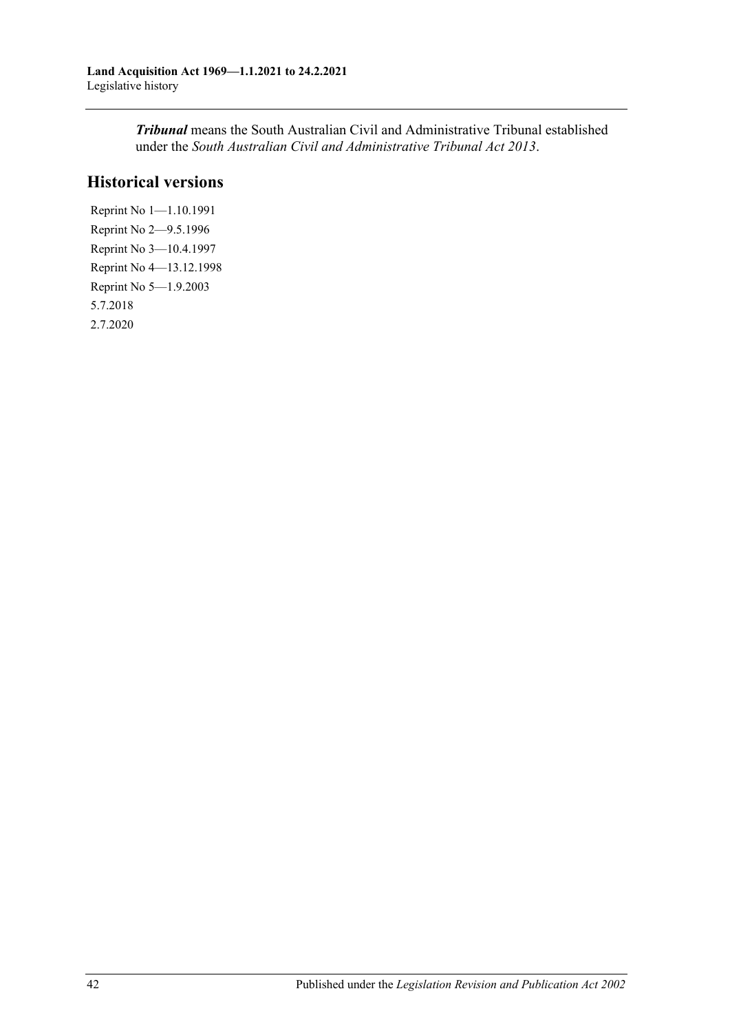***Tribunal*** means the South Australian Civil and Administrative Tribunal established under the *South Australian Civil and Administrative Tribunal Act 2013*.

## Historical versions

Reprint No 1—1.10.1991

Reprint No 2—9.5.1996

Reprint No 3—10.4.1997

Reprint No 4—13.12.1998

Reprint No 5—1.9.2003

5.7.2018

2.7.2020